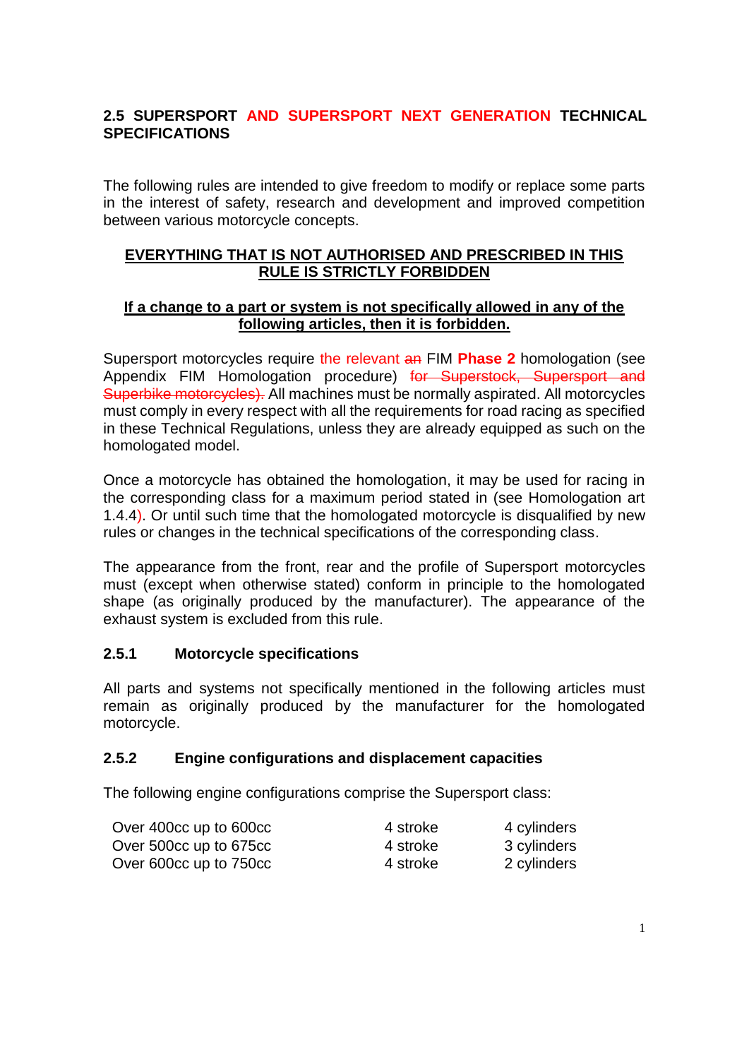## 2.5 SUPERSPORT AND SUPERSPORT NEXT GENERATION TECHNICAL SPECIFICATIONS

The following rules are intended to give freedom to modify or replace some parts in the interest of safety, research and development and improved competition between various motorcycle concepts.

**EVERYTHING THAT IS NOT AUTHORISED AND PRESCRIBED IN THIS RULE IS STRICTLY FORBIDDEN**

**If a change to a part or system is not specifically allowed in any of the following articles, then it is forbidden.**

Supersport motorcycles require the relevant ~~an~~ FIM **Phase 2** homologation (see Appendix FIM Homologation procedure) ~~for Superstock, Supersport and Superbike motorcycles).~~ All machines must be normally aspirated. All motorcycles must comply in every respect with all the requirements for road racing as specified in these Technical Regulations, unless they are already equipped as such on the homologated model.

Once a motorcycle has obtained the homologation, it may be used for racing in the corresponding class for a maximum period stated in (see Homologation art 1.4.4). Or until such time that the homologated motorcycle is disqualified by new rules or changes in the technical specifications of the corresponding class.

The appearance from the front, rear and the profile of Supersport motorcycles must (except when otherwise stated) conform in principle to the homologated shape (as originally produced by the manufacturer). The appearance of the exhaust system is excluded from this rule.

### 2.5.1 Motorcycle specifications

All parts and systems not specifically mentioned in the following articles must remain as originally produced by the manufacturer for the homologated motorcycle.

### 2.5.2 Engine configurations and displacement capacities

The following engine configurations comprise the Supersport class:

| Displacement | Stroke | Cylinders |
|---|---|---|
| Over 400cc up to 600cc | 4 stroke | 4 cylinders |
| Over 500cc up to 675cc | 4 stroke | 3 cylinders |
| Over 600cc up to 750cc | 4 stroke | 2 cylinders |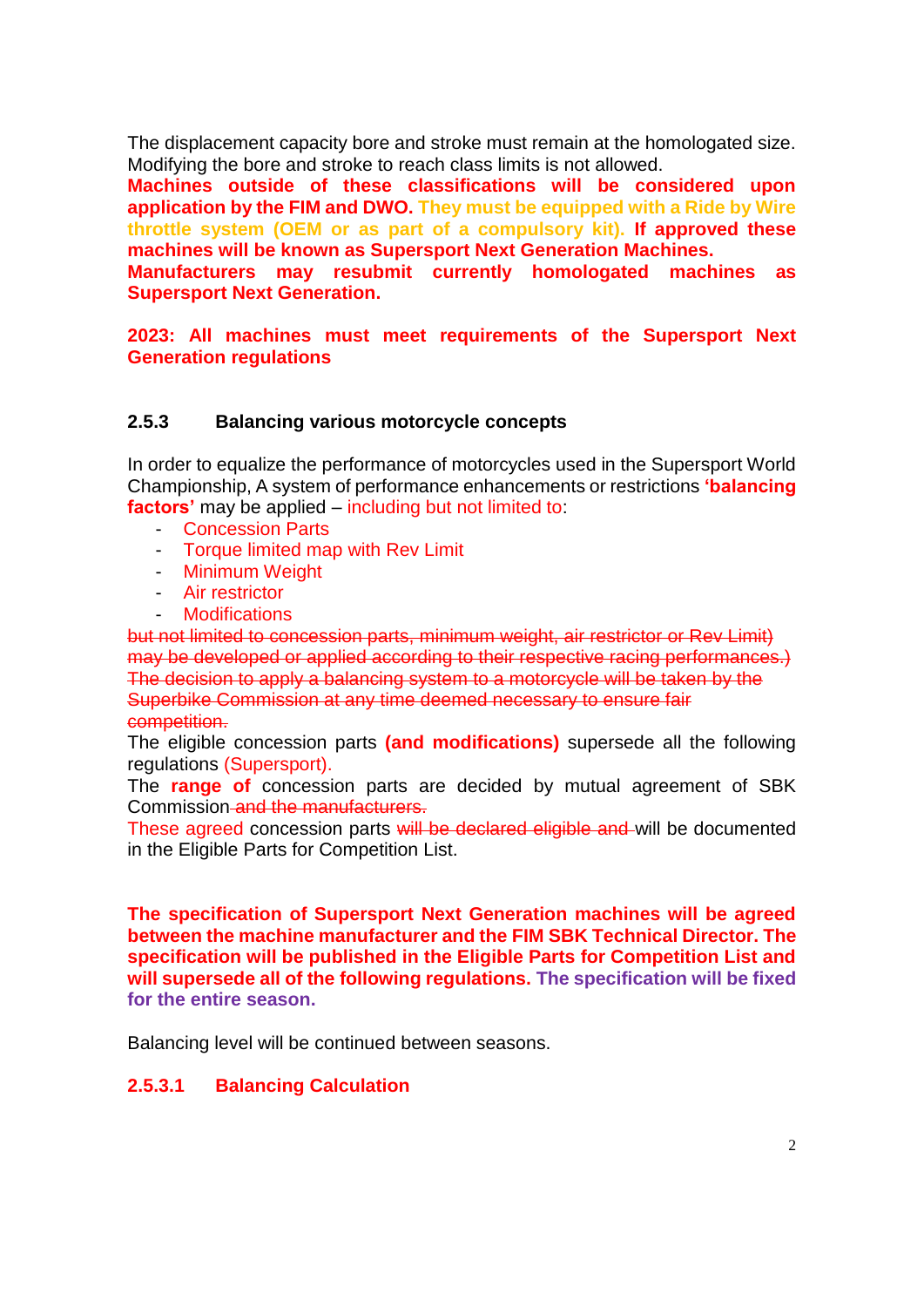The displacement capacity bore and stroke must remain at the homologated size. Modifying the bore and stroke to reach class limits is not allowed.

**Machines outside of these classifications will be considered upon application by the FIM and DWO.** **They must be equipped with a Ride by Wire throttle system (OEM or as part of a compulsory kit).** **If approved these machines will be known as Supersport Next Generation Machines.**

**Manufacturers may resubmit currently homologated machines as Supersport Next Generation.**

**2023: All machines must meet requirements of the Supersport Next Generation regulations**

### 2.5.3 Balancing various motorcycle concepts

In order to equalize the performance of motorcycles used in the Supersport World Championship, A system of performance enhancements or restrictions **'balancing factors'** may be applied – including but not limited to:

- Concession Parts
- Torque limited map with Rev Limit
- Minimum Weight
- Air restrictor
- Modifications

~~but not limited to concession parts, minimum weight, air restrictor or Rev Limit) may be developed or applied according to their respective racing performances.) The decision to apply a balancing system to a motorcycle will be taken by the Superbike Commission at any time deemed necessary to ensure fair competition.~~

The eligible concession parts **(and modifications)** supersede all the following regulations (Supersport).

The **range of** concession parts are decided by mutual agreement of SBK Commission ~~and the manufacturers.~~

These agreed concession parts ~~will be declared eligible and~~ will be documented in the Eligible Parts for Competition List.

**The specification of Supersport Next Generation machines will be agreed between the machine manufacturer and the FIM SBK Technical Director. The specification will be published in the Eligible Parts for Competition List and will supersede all of the following regulations. The specification will be fixed for the entire season.**

Balancing level will be continued between seasons.

#### 2.5.3.1 Balancing Calculation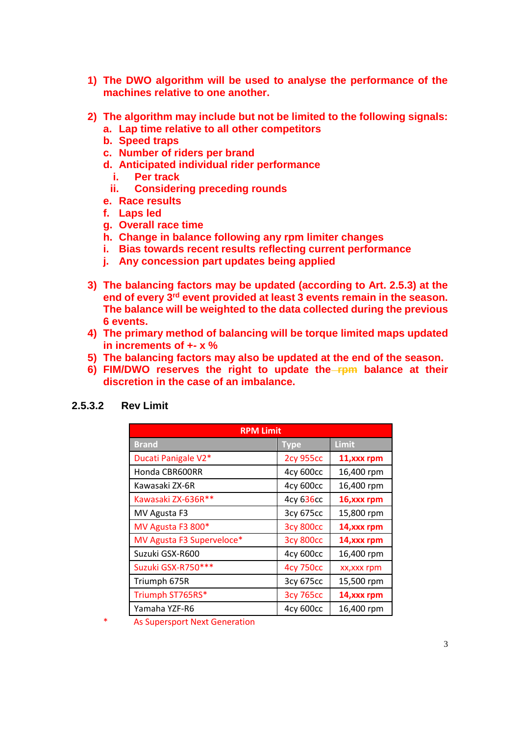1) **The DWO algorithm will be used to analyse the performance of the machines relative to one another.**

2) **The algorithm may include but not be limited to the following signals:**
   a. **Lap time relative to all other competitors**
   b. **Speed traps**
   c. **Number of riders per brand**
   d. **Anticipated individual rider performance**
      i. **Per track**
      ii. **Considering preceding rounds**
   e. **Race results**
   f. **Laps led**
   g. **Overall race time**
   h. **Change in balance following any rpm limiter changes**
   i. **Bias towards recent results reflecting current performance**
   j. **Any concession part updates being applied**

3) **The balancing factors may be updated (according to Art. 2.5.3) at the end of every 3rd event provided at least 3 events remain in the season. The balance will be weighted to the data collected during the previous 6 events.**
4) **The primary method of balancing will be torque limited maps updated in increments of +- x %**
5) **The balancing factors may also be updated at the end of the season.**
6) **FIM/DWO reserves the right to update the ~~rpm~~ balance at their discretion in the case of an imbalance.**

### 2.5.3.2 Rev Limit

| RPM Limit | | |
|---|---|---|
| **Brand** | **Type** | **Limit** |
| Ducati Panigale V2* | 2cy 955cc | **11,xxx rpm** |
| Honda CBR600RR | 4cy 600cc | 16,400 rpm |
| Kawasaki ZX-6R | 4cy 600cc | 16,400 rpm |
| Kawasaki ZX-636R** | 4cy 636cc | **16,xxx rpm** |
| MV Agusta F3 | 3cy 675cc | 15,800 rpm |
| MV Agusta F3 800* | 3cy 800cc | **14,xxx rpm** |
| MV Agusta F3 Superveloce* | 3cy 800cc | **14,xxx rpm** |
| Suzuki GSX-R600 | 4cy 600cc | 16,400 rpm |
| Suzuki GSX-R750*** | 4cy 750cc | xx,xxx rpm |
| Triumph 675R | 3cy 675cc | 15,500 rpm |
| Triumph ST765RS* | 3cy 765cc | **14,xxx rpm** |
| Yamaha YZF-R6 | 4cy 600cc | 16,400 rpm |

\* As Supersport Next Generation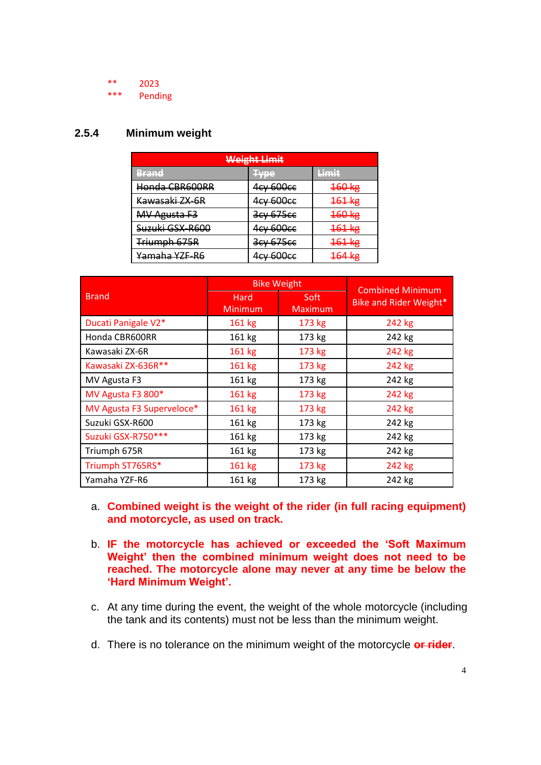| ** | 2023 |
|---|---|
| *** | Pending |

### 2.5.4 Minimum weight

| ~~Weight Limit~~ | | |
|---|---|---|
| ~~Brand~~ | ~~Type~~ | ~~Limit~~ |
| ~~Honda CBR600RR~~ | ~~4cy 600cc~~ | ~~160 kg~~ |
| ~~Kawasaki ZX-6R~~ | ~~4cy 600cc~~ | ~~161 kg~~ |
| ~~MV Agusta F3~~ | ~~3cy 675cc~~ | ~~160 kg~~ |
| ~~Suzuki GSX-R600~~ | ~~4cy 600cc~~ | ~~161 kg~~ |
| ~~Triumph 675R~~ | ~~3cy 675cc~~ | ~~161 kg~~ |
| ~~Yamaha YZF-R6~~ | ~~4cy 600cc~~ | ~~164 kg~~ |

| Brand | Bike Weight | | Combined Minimum Bike and Rider Weight* |
|---|---|---|---|
| | Hard Minimum | Soft Maximum | |
| Ducati Panigale V2* | 161 kg | 173 kg | 242 kg |
| Honda CBR600RR | 161 kg | 173 kg | 242 kg |
| Kawasaki ZX-6R | 161 kg | 173 kg | 242 kg |
| Kawasaki ZX-636R** | 161 kg | 173 kg | 242 kg |
| MV Agusta F3 | 161 kg | 173 kg | 242 kg |
| MV Agusta F3 800* | 161 kg | 173 kg | 242 kg |
| MV Agusta F3 Superveloce* | 161 kg | 173 kg | 242 kg |
| Suzuki GSX-R600 | 161 kg | 173 kg | 242 kg |
| Suzuki GSX-R750*** | 161 kg | 173 kg | 242 kg |
| Triumph 675R | 161 kg | 173 kg | 242 kg |
| Triumph ST765RS* | 161 kg | 173 kg | 242 kg |
| Yamaha YZF-R6 | 161 kg | 173 kg | 242 kg |

a. **Combined weight is the weight of the rider (in full racing equipment) and motorcycle, as used on track.**

b. **IF the motorcycle has achieved or exceeded the 'Soft Maximum Weight' then the combined minimum weight does not need to be reached. The motorcycle alone may never at any time be below the 'Hard Minimum Weight'.**

c. At any time during the event, the weight of the whole motorcycle (including the tank and its contents) must not be less than the minimum weight.

d. There is no tolerance on the minimum weight of the motorcycle ~~or rider~~.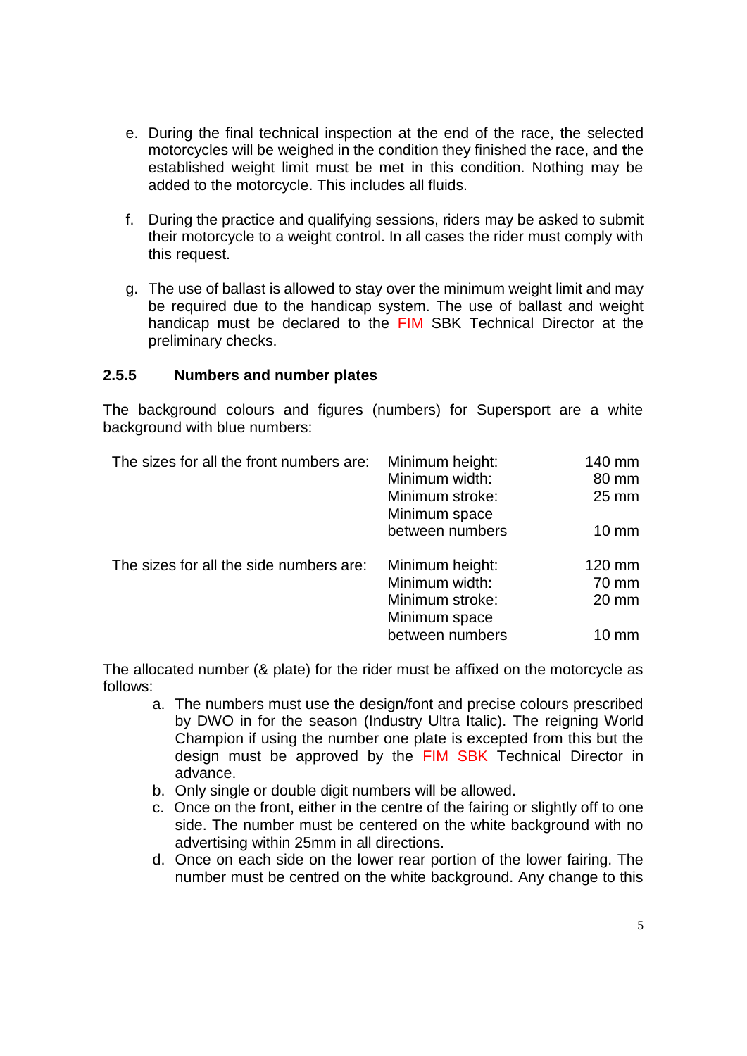e. During the final technical inspection at the end of the race, the selected motorcycles will be weighed in the condition they finished the race, and the established weight limit must be met in this condition. Nothing may be added to the motorcycle. This includes all fluids.

f. During the practice and qualifying sessions, riders may be asked to submit their motorcycle to a weight control. In all cases the rider must comply with this request.

g. The use of ballast is allowed to stay over the minimum weight limit and may be required due to the handicap system. The use of ballast and weight handicap must be declared to the FIM SBK Technical Director at the preliminary checks.

### 2.5.5 Numbers and number plates

The background colours and figures (numbers) for Supersport are a white background with blue numbers:

| | | |
|---|---|---|
| The sizes for all the front numbers are: | Minimum height: | 140 mm |
| | Minimum width: | 80 mm |
| | Minimum stroke: | 25 mm |
| | Minimum space between numbers | 10 mm |
| The sizes for all the side numbers are: | Minimum height: | 120 mm |
| | Minimum width: | 70 mm |
| | Minimum stroke: | 20 mm |
| | Minimum space between numbers | 10 mm |

The allocated number (& plate) for the rider must be affixed on the motorcycle as follows:

a. The numbers must use the design/font and precise colours prescribed by DWO in for the season (Industry Ultra Italic). The reigning World Champion if using the number one plate is excepted from this but the design must be approved by the FIM SBK Technical Director in advance.
b. Only single or double digit numbers will be allowed.
c. Once on the front, either in the centre of the fairing or slightly off to one side. The number must be centered on the white background with no advertising within 25mm in all directions.
d. Once on each side on the lower rear portion of the lower fairing. The number must be centred on the white background. Any change to this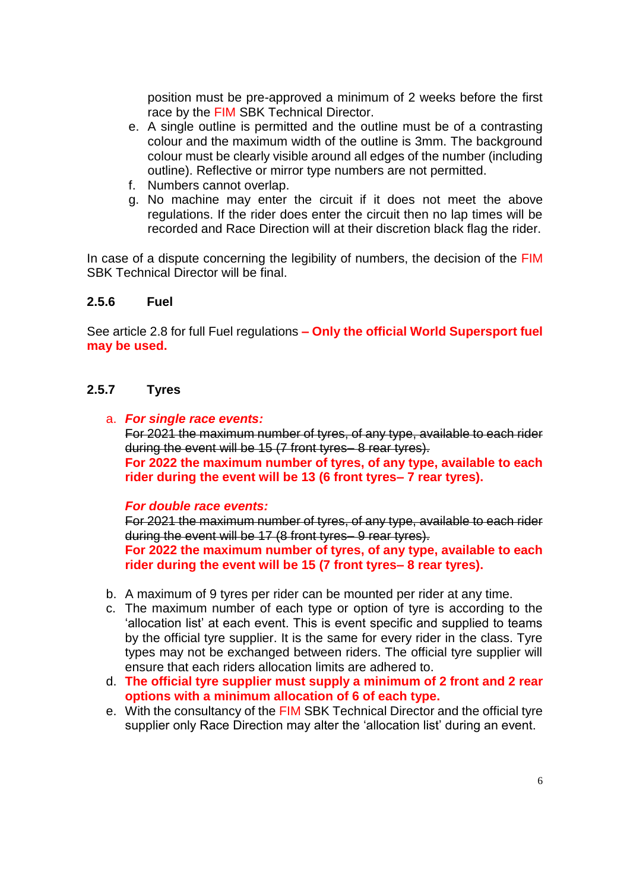position must be pre-approved a minimum of 2 weeks before the first race by the FIM SBK Technical Director.

e. A single outline is permitted and the outline must be of a contrasting colour and the maximum width of the outline is 3mm. The background colour must be clearly visible around all edges of the number (including outline). Reflective or mirror type numbers are not permitted.
f. Numbers cannot overlap.
g. No machine may enter the circuit if it does not meet the above regulations. If the rider does enter the circuit then no lap times will be recorded and Race Direction will at their discretion black flag the rider.

In case of a dispute concerning the legibility of numbers, the decision of the FIM SBK Technical Director will be final.

### 2.5.6 Fuel

See article 2.8 for full Fuel regulations **– Only the official World Supersport fuel may be used.**

### 2.5.7 Tyres

a. ***For single race events:***
~~For 2021 the maximum number of tyres, of any type, available to each rider during the event will be 15 (7 front tyres– 8 rear tyres).~~
**For 2022 the maximum number of tyres, of any type, available to each rider during the event will be 13 (6 front tyres– 7 rear tyres).**

***For double race events:***
~~For 2021 the maximum number of tyres, of any type, available to each rider during the event will be 17 (8 front tyres– 9 rear tyres).~~
**For 2022 the maximum number of tyres, of any type, available to each rider during the event will be 15 (7 front tyres– 8 rear tyres).**

b. A maximum of 9 tyres per rider can be mounted per rider at any time.
c. The maximum number of each type or option of tyre is according to the 'allocation list' at each event. This is event specific and supplied to teams by the official tyre supplier. It is the same for every rider in the class. Tyre types may not be exchanged between riders. The official tyre supplier will ensure that each riders allocation limits are adhered to.
d. **The official tyre supplier must supply a minimum of 2 front and 2 rear options with a minimum allocation of 6 of each type.**
e. With the consultancy of the FIM SBK Technical Director and the official tyre supplier only Race Direction may alter the 'allocation list' during an event.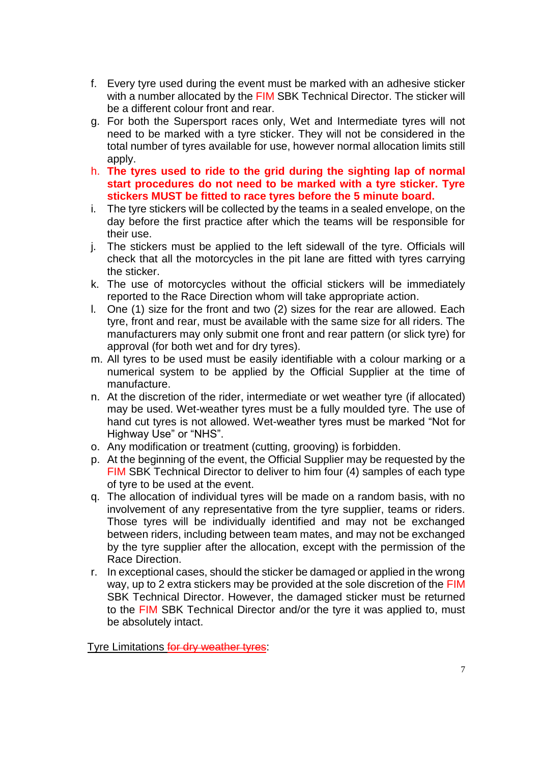f. Every tyre used during the event must be marked with an adhesive sticker with a number allocated by the FIM SBK Technical Director. The sticker will be a different colour front and rear.
g. For both the Supersport races only, Wet and Intermediate tyres will not need to be marked with a tyre sticker. They will not be considered in the total number of tyres available for use, however normal allocation limits still apply.
h. **The tyres used to ride to the grid during the sighting lap of normal start procedures do not need to be marked with a tyre sticker. Tyre stickers MUST be fitted to race tyres before the 5 minute board.**
i. The tyre stickers will be collected by the teams in a sealed envelope, on the day before the first practice after which the teams will be responsible for their use.
j. The stickers must be applied to the left sidewall of the tyre. Officials will check that all the motorcycles in the pit lane are fitted with tyres carrying the sticker.
k. The use of motorcycles without the official stickers will be immediately reported to the Race Direction whom will take appropriate action.
l. One (1) size for the front and two (2) sizes for the rear are allowed. Each tyre, front and rear, must be available with the same size for all riders. The manufacturers may only submit one front and rear pattern (or slick tyre) for approval (for both wet and for dry tyres).
m. All tyres to be used must be easily identifiable with a colour marking or a numerical system to be applied by the Official Supplier at the time of manufacture.
n. At the discretion of the rider, intermediate or wet weather tyre (if allocated) may be used. Wet-weather tyres must be a fully moulded tyre. The use of hand cut tyres is not allowed. Wet-weather tyres must be marked "Not for Highway Use" or "NHS".
o. Any modification or treatment (cutting, grooving) is forbidden.
p. At the beginning of the event, the Official Supplier may be requested by the FIM SBK Technical Director to deliver to him four (4) samples of each type of tyre to be used at the event.
q. The allocation of individual tyres will be made on a random basis, with no involvement of any representative from the tyre supplier, teams or riders. Those tyres will be individually identified and may not be exchanged between riders, including between team mates, and may not be exchanged by the tyre supplier after the allocation, except with the permission of the Race Direction.
r. In exceptional cases, should the sticker be damaged or applied in the wrong way, up to 2 extra stickers may be provided at the sole discretion of the FIM SBK Technical Director. However, the damaged sticker must be returned to the FIM SBK Technical Director and/or the tyre it was applied to, must be absolutely intact.

Tyre Limitations ~~for dry weather tyres~~: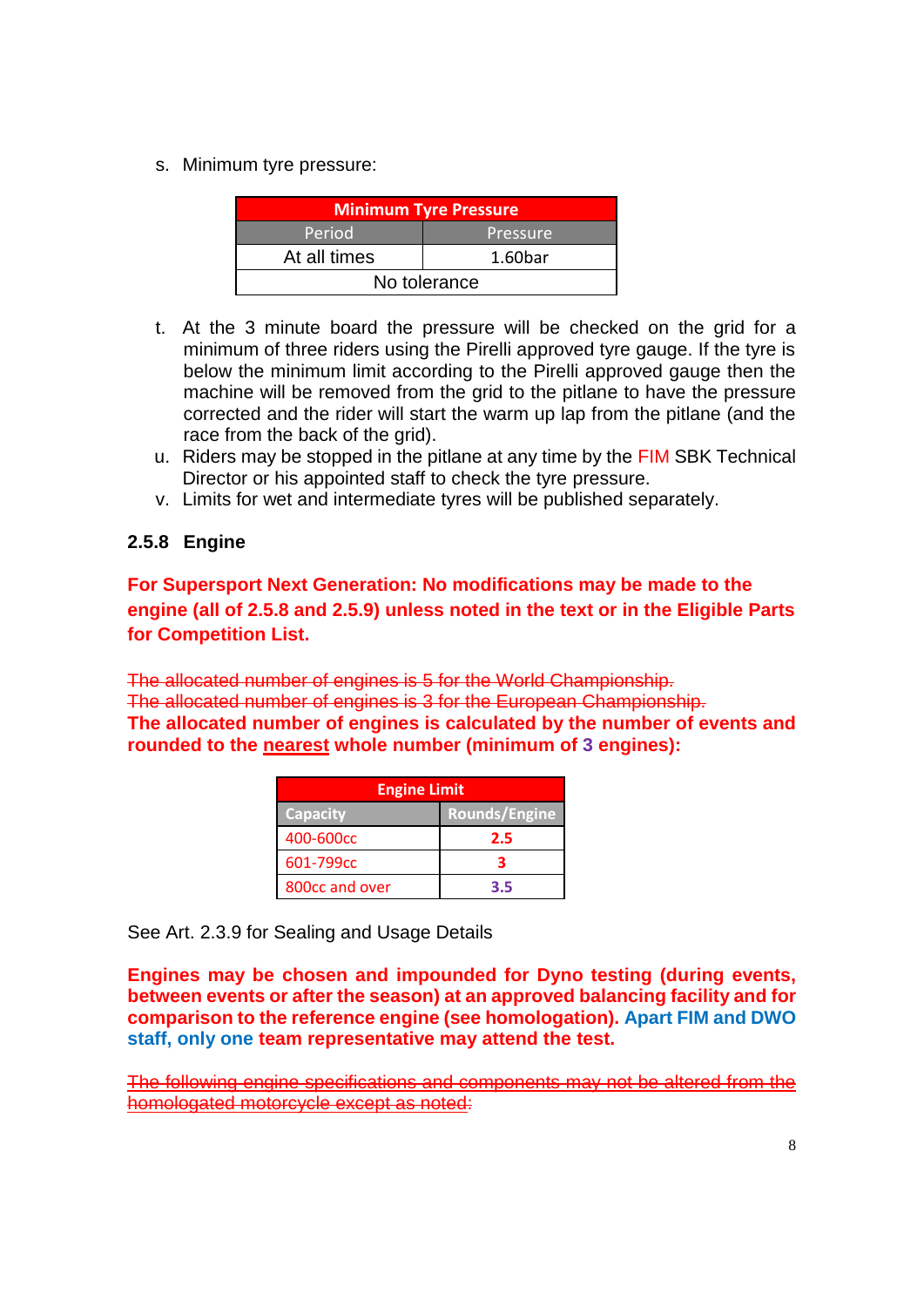s. Minimum tyre pressure:

| Minimum Tyre Pressure | |
|---|---|
| **Period** | **Pressure** |
| At all times | 1.60bar |
| No tolerance | |

t. At the 3 minute board the pressure will be checked on the grid for a minimum of three riders using the Pirelli approved tyre gauge. If the tyre is below the minimum limit according to the Pirelli approved gauge then the machine will be removed from the grid to the pitlane to have the pressure corrected and the rider will start the warm up lap from the pitlane (and the race from the back of the grid).

u. Riders may be stopped in the pitlane at any time by the FIM SBK Technical Director or his appointed staff to check the tyre pressure.

v. Limits for wet and intermediate tyres will be published separately.

### 2.5.8 Engine

**For Supersport Next Generation: No modifications may be made to the engine (all of 2.5.8 and 2.5.9) unless noted in the text or in the Eligible Parts for Competition List.**

~~The allocated number of engines is 5 for the World Championship.~~
~~The allocated number of engines is 3 for the European Championship.~~
**The allocated number of engines is calculated by the number of events and rounded to the <u>nearest</u> whole number (minimum of 3 engines):**

| Engine Limit | |
|---|---|
| **Capacity** | **Rounds/Engine** |
| 400-600cc | **2.5** |
| 601-799cc | **3** |
| 800cc and over | **3.5** |

See Art. 2.3.9 for Sealing and Usage Details

**Engines may be chosen and impounded for Dyno testing (during events, between events or after the season) at an approved balancing facility and for comparison to the reference engine (see homologation). Apart FIM and DWO staff, only one team representative may attend the test.**

~~The following engine specifications and components may not be altered from the homologated motorcycle except as noted:~~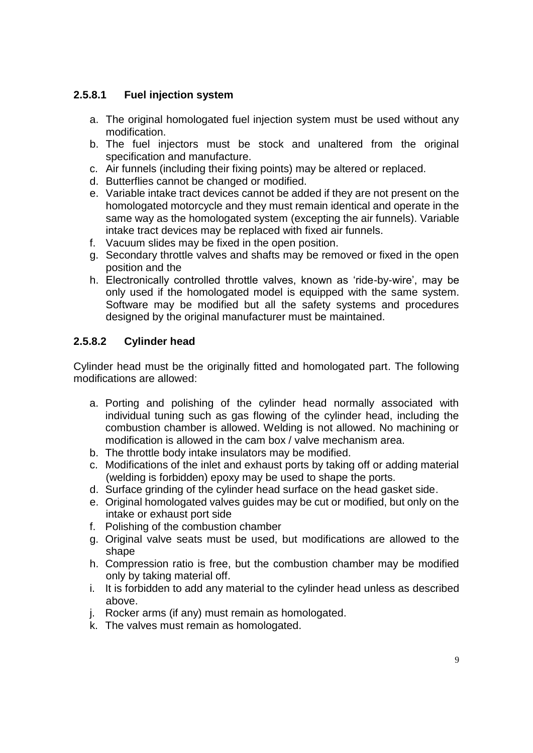### 2.5.8.1 Fuel injection system

a. The original homologated fuel injection system must be used without any modification.
b. The fuel injectors must be stock and unaltered from the original specification and manufacture.
c. Air funnels (including their fixing points) may be altered or replaced.
d. Butterflies cannot be changed or modified.
e. Variable intake tract devices cannot be added if they are not present on the homologated motorcycle and they must remain identical and operate in the same way as the homologated system (excepting the air funnels). Variable intake tract devices may be replaced with fixed air funnels.
f. Vacuum slides may be fixed in the open position.
g. Secondary throttle valves and shafts may be removed or fixed in the open position and the
h. Electronically controlled throttle valves, known as 'ride-by-wire', may be only used if the homologated model is equipped with the same system. Software may be modified but all the safety systems and procedures designed by the original manufacturer must be maintained.

### 2.5.8.2 Cylinder head

Cylinder head must be the originally fitted and homologated part. The following modifications are allowed:

a. Porting and polishing of the cylinder head normally associated with individual tuning such as gas flowing of the cylinder head, including the combustion chamber is allowed. Welding is not allowed. No machining or modification is allowed in the cam box / valve mechanism area.
b. The throttle body intake insulators may be modified.
c. Modifications of the inlet and exhaust ports by taking off or adding material (welding is forbidden) epoxy may be used to shape the ports.
d. Surface grinding of the cylinder head surface on the head gasket side.
e. Original homologated valves guides may be cut or modified, but only on the intake or exhaust port side
f. Polishing of the combustion chamber
g. Original valve seats must be used, but modifications are allowed to the shape
h. Compression ratio is free, but the combustion chamber may be modified only by taking material off.
i. It is forbidden to add any material to the cylinder head unless as described above.
j. Rocker arms (if any) must remain as homologated.
k. The valves must remain as homologated.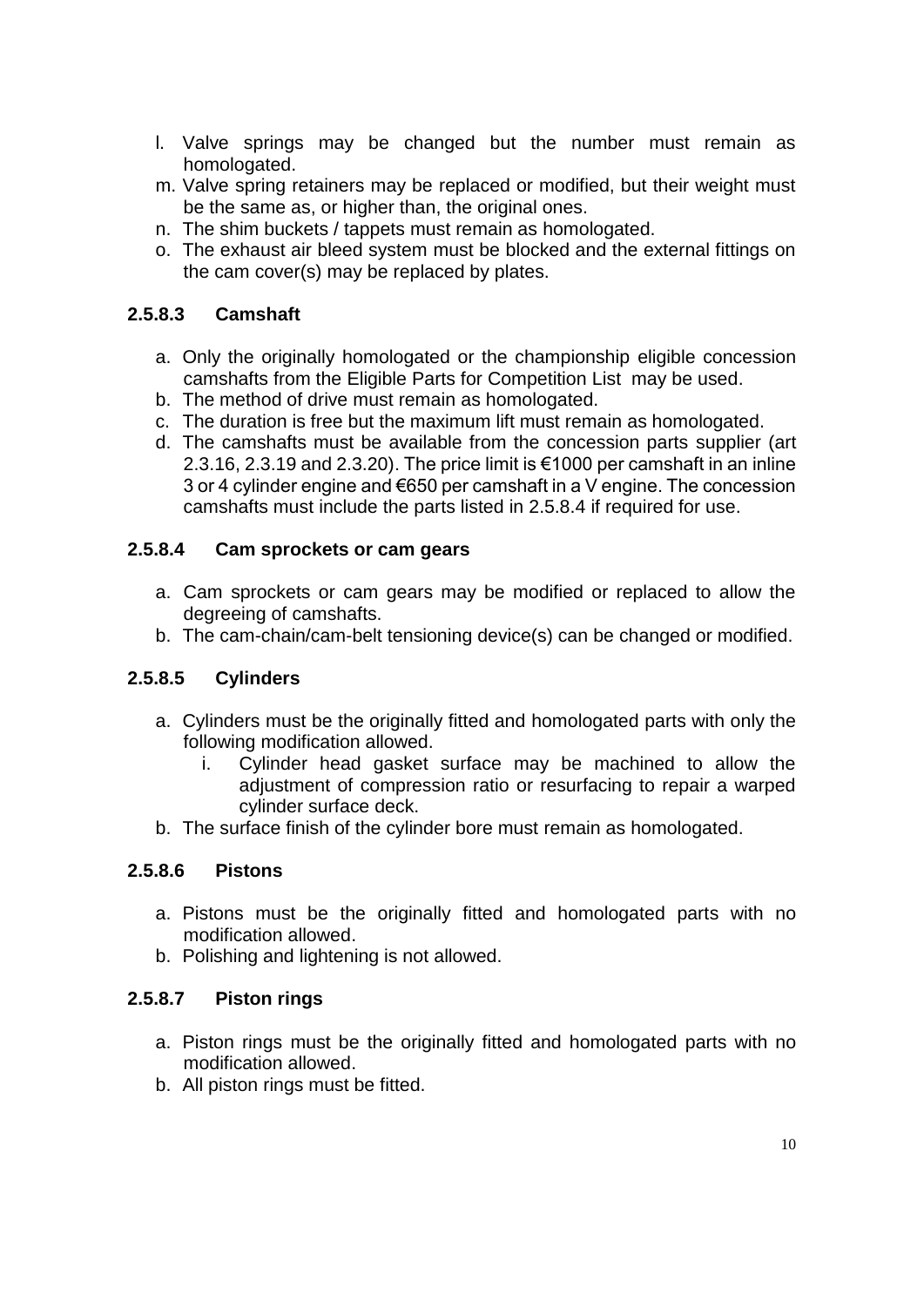l. Valve springs may be changed but the number must remain as homologated.
m. Valve spring retainers may be replaced or modified, but their weight must be the same as, or higher than, the original ones.
n. The shim buckets / tappets must remain as homologated.
o. The exhaust air bleed system must be blocked and the external fittings on the cam cover(s) may be replaced by plates.

#### 2.5.8.3 Camshaft

a. Only the originally homologated or the championship eligible concession camshafts from the Eligible Parts for Competition List may be used.
b. The method of drive must remain as homologated.
c. The duration is free but the maximum lift must remain as homologated.
d. The camshafts must be available from the concession parts supplier (art 2.3.16, 2.3.19 and 2.3.20). The price limit is €1000 per camshaft in an inline 3 or 4 cylinder engine and €650 per camshaft in a V engine. The concession camshafts must include the parts listed in 2.5.8.4 if required for use.

#### 2.5.8.4 Cam sprockets or cam gears

a. Cam sprockets or cam gears may be modified or replaced to allow the degreeing of camshafts.
b. The cam-chain/cam-belt tensioning device(s) can be changed or modified.

#### 2.5.8.5 Cylinders

a. Cylinders must be the originally fitted and homologated parts with only the following modification allowed.
   i. Cylinder head gasket surface may be machined to allow the adjustment of compression ratio or resurfacing to repair a warped cylinder surface deck.
b. The surface finish of the cylinder bore must remain as homologated.

#### 2.5.8.6 Pistons

a. Pistons must be the originally fitted and homologated parts with no modification allowed.
b. Polishing and lightening is not allowed.

#### 2.5.8.7 Piston rings

a. Piston rings must be the originally fitted and homologated parts with no modification allowed.
b. All piston rings must be fitted.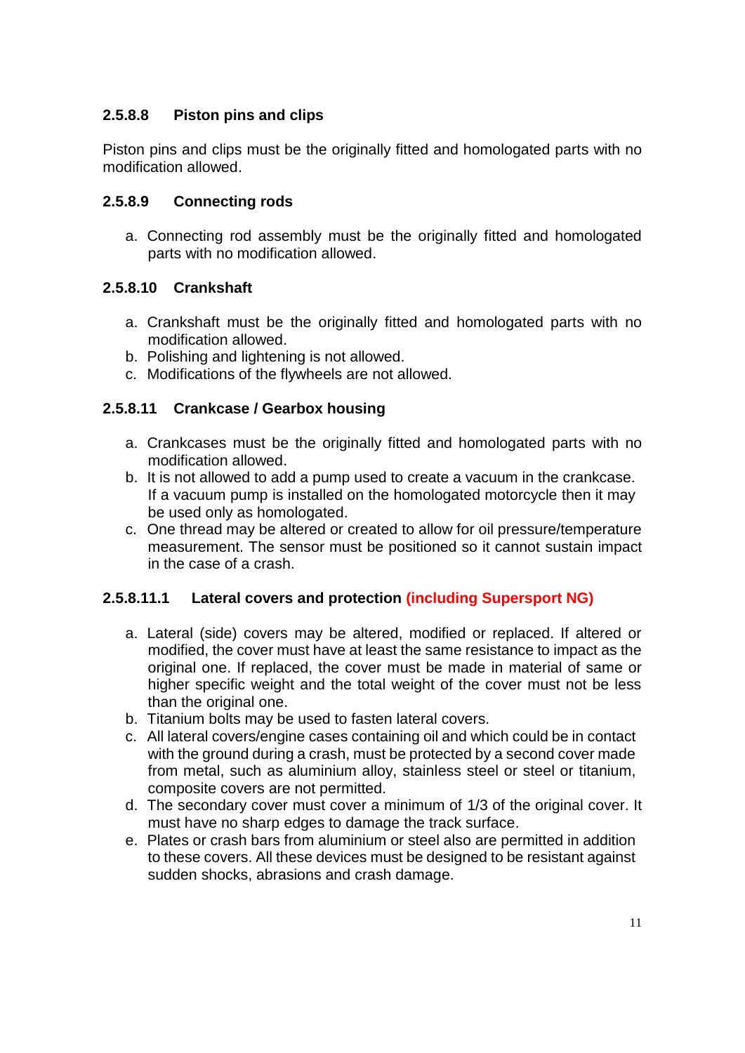#### 2.5.8.8 Piston pins and clips

Piston pins and clips must be the originally fitted and homologated parts with no modification allowed.

#### 2.5.8.9 Connecting rods

a. Connecting rod assembly must be the originally fitted and homologated parts with no modification allowed.

#### 2.5.8.10 Crankshaft

a. Crankshaft must be the originally fitted and homologated parts with no modification allowed.
b. Polishing and lightening is not allowed.
c. Modifications of the flywheels are not allowed.

#### 2.5.8.11 Crankcase / Gearbox housing

a. Crankcases must be the originally fitted and homologated parts with no modification allowed.
b. It is not allowed to add a pump used to create a vacuum in the crankcase. If a vacuum pump is installed on the homologated motorcycle then it may be used only as homologated.
c. One thread may be altered or created to allow for oil pressure/temperature measurement. The sensor must be positioned so it cannot sustain impact in the case of a crash.

##### 2.5.8.11.1 Lateral covers and protection (including Supersport NG)

a. Lateral (side) covers may be altered, modified or replaced. If altered or modified, the cover must have at least the same resistance to impact as the original one. If replaced, the cover must be made in material of same or higher specific weight and the total weight of the cover must not be less than the original one.
b. Titanium bolts may be used to fasten lateral covers.
c. All lateral covers/engine cases containing oil and which could be in contact with the ground during a crash, must be protected by a second cover made from metal, such as aluminium alloy, stainless steel or steel or titanium, composite covers are not permitted.
d. The secondary cover must cover a minimum of 1/3 of the original cover. It must have no sharp edges to damage the track surface.
e. Plates or crash bars from aluminium or steel also are permitted in addition to these covers. All these devices must be designed to be resistant against sudden shocks, abrasions and crash damage.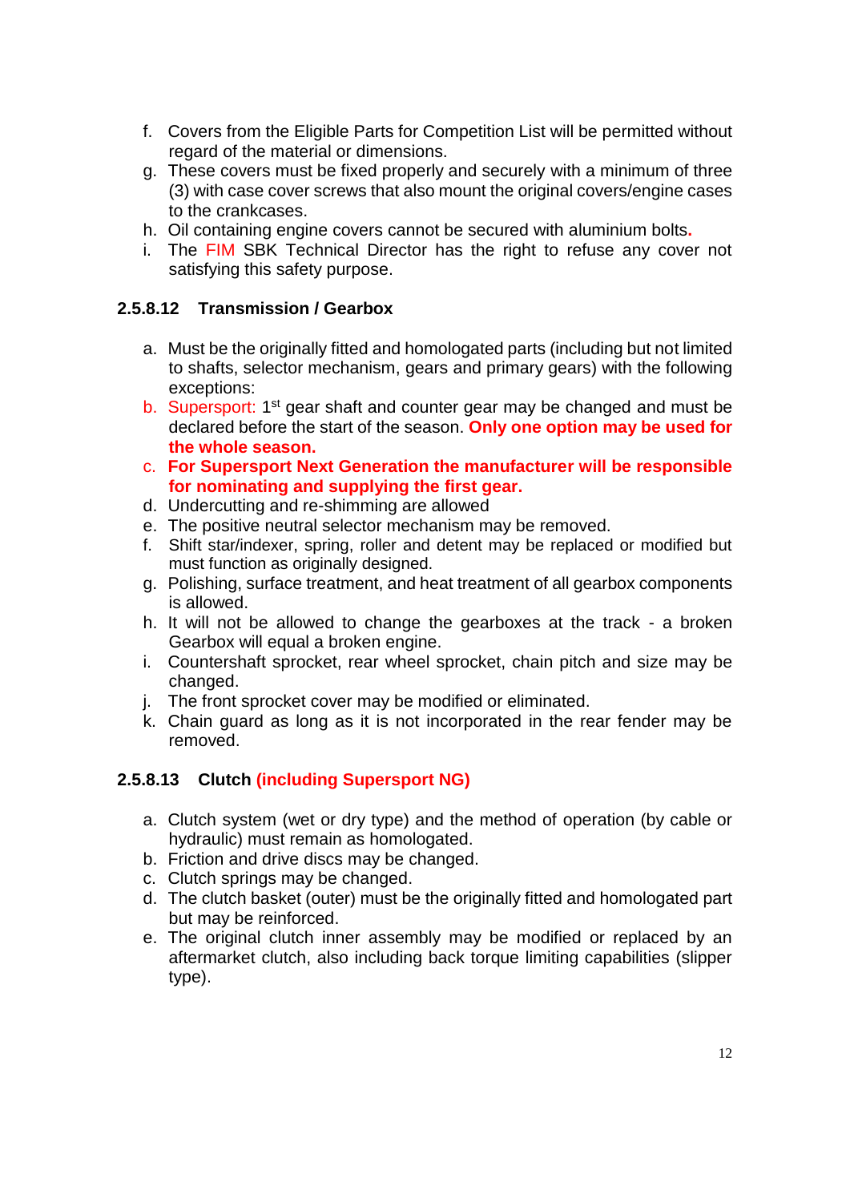f. Covers from the Eligible Parts for Competition List will be permitted without regard of the material or dimensions.
g. These covers must be fixed properly and securely with a minimum of three (3) with case cover screws that also mount the original covers/engine cases to the crankcases.
h. Oil containing engine covers cannot be secured with aluminium bolts**.**
i. The FIM SBK Technical Director has the right to refuse any cover not satisfying this safety purpose.

### 2.5.8.12 Transmission / Gearbox

a. Must be the originally fitted and homologated parts (including but not limited to shafts, selector mechanism, gears and primary gears) with the following exceptions:
b. Supersport: 1st gear shaft and counter gear may be changed and must be declared before the start of the season. **Only one option may be used for the whole season.**
c. **For Supersport Next Generation the manufacturer will be responsible for nominating and supplying the first gear.**
d. Undercutting and re-shimming are allowed
e. The positive neutral selector mechanism may be removed.
f. Shift star/indexer, spring, roller and detent may be replaced or modified but must function as originally designed.
g. Polishing, surface treatment, and heat treatment of all gearbox components is allowed.
h. It will not be allowed to change the gearboxes at the track - a broken Gearbox will equal a broken engine.
i. Countershaft sprocket, rear wheel sprocket, chain pitch and size may be changed.
j. The front sprocket cover may be modified or eliminated.
k. Chain guard as long as it is not incorporated in the rear fender may be removed.

### 2.5.8.13 Clutch (including Supersport NG)

a. Clutch system (wet or dry type) and the method of operation (by cable or hydraulic) must remain as homologated.
b. Friction and drive discs may be changed.
c. Clutch springs may be changed.
d. The clutch basket (outer) must be the originally fitted and homologated part but may be reinforced.
e. The original clutch inner assembly may be modified or replaced by an aftermarket clutch, also including back torque limiting capabilities (slipper type).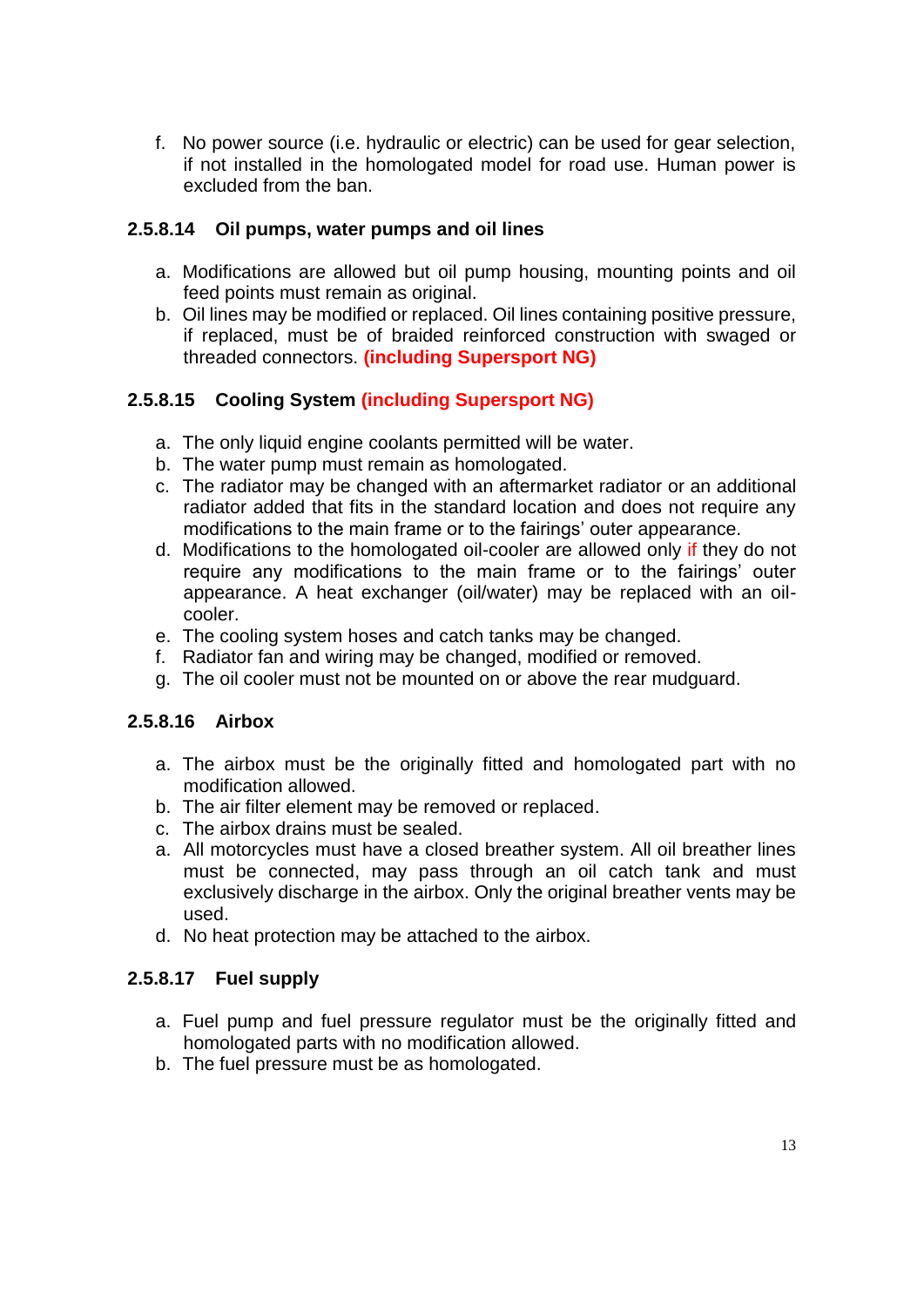f. No power source (i.e. hydraulic or electric) can be used for gear selection, if not installed in the homologated model for road use. Human power is excluded from the ban.

### 2.5.8.14 Oil pumps, water pumps and oil lines

a. Modifications are allowed but oil pump housing, mounting points and oil feed points must remain as original.
b. Oil lines may be modified or replaced. Oil lines containing positive pressure, if replaced, must be of braided reinforced construction with swaged or threaded connectors. **(including Supersport NG)**

### 2.5.8.15 Cooling System (including Supersport NG)

a. The only liquid engine coolants permitted will be water.
b. The water pump must remain as homologated.
c. The radiator may be changed with an aftermarket radiator or an additional radiator added that fits in the standard location and does not require any modifications to the main frame or to the fairings' outer appearance.
d. Modifications to the homologated oil-cooler are allowed only if they do not require any modifications to the main frame or to the fairings' outer appearance. A heat exchanger (oil/water) may be replaced with an oil-cooler.
e. The cooling system hoses and catch tanks may be changed.
f. Radiator fan and wiring may be changed, modified or removed.
g. The oil cooler must not be mounted on or above the rear mudguard.

### 2.5.8.16 Airbox

a. The airbox must be the originally fitted and homologated part with no modification allowed.
b. The air filter element may be removed or replaced.
c. The airbox drains must be sealed.
a. All motorcycles must have a closed breather system. All oil breather lines must be connected, may pass through an oil catch tank and must exclusively discharge in the airbox. Only the original breather vents may be used.
d. No heat protection may be attached to the airbox.

### 2.5.8.17 Fuel supply

a. Fuel pump and fuel pressure regulator must be the originally fitted and homologated parts with no modification allowed.
b. The fuel pressure must be as homologated.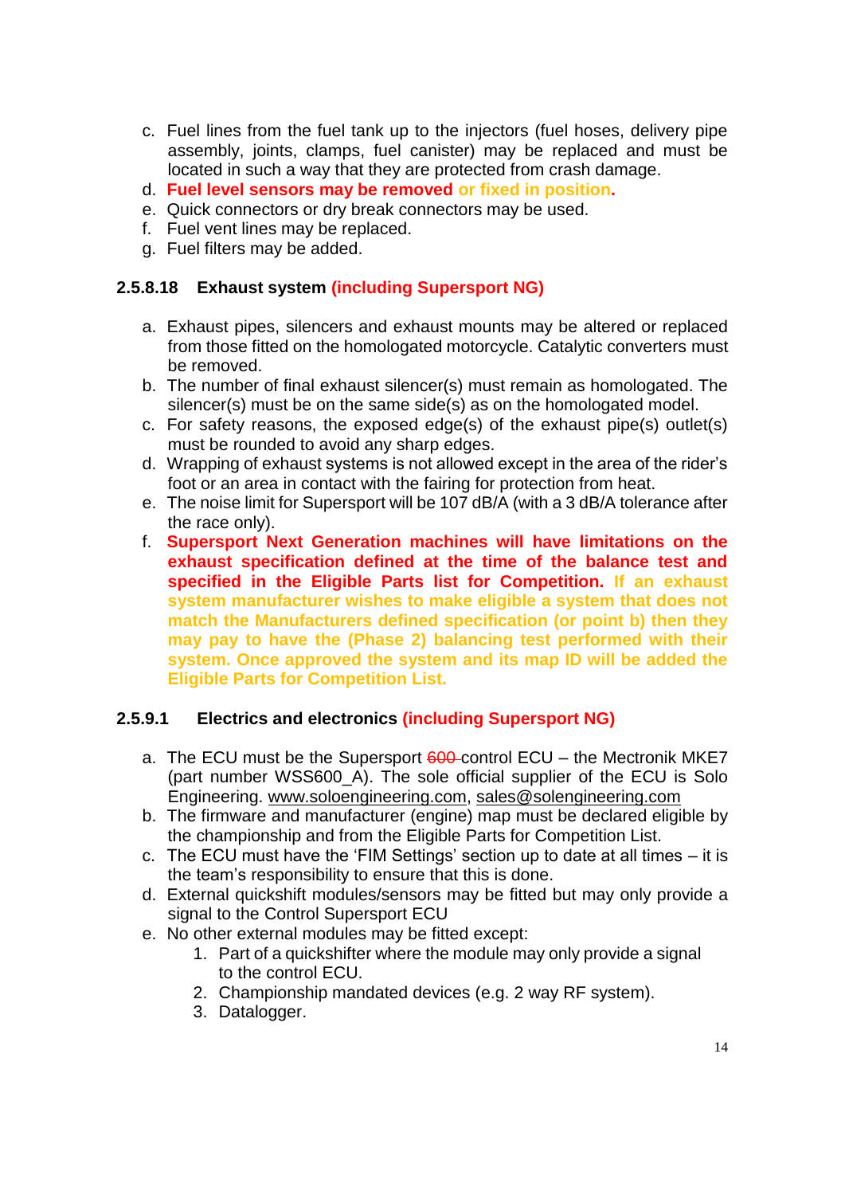c. Fuel lines from the fuel tank up to the injectors (fuel hoses, delivery pipe assembly, joints, clamps, fuel canister) may be replaced and must be located in such a way that they are protected from crash damage.
d. **Fuel level sensors may be removed or fixed in position.**
e. Quick connectors or dry break connectors may be used.
f. Fuel vent lines may be replaced.
g. Fuel filters may be added.

### 2.5.8.18 Exhaust system (including Supersport NG)

a. Exhaust pipes, silencers and exhaust mounts may be altered or replaced from those fitted on the homologated motorcycle. Catalytic converters must be removed.
b. The number of final exhaust silencer(s) must remain as homologated. The silencer(s) must be on the same side(s) as on the homologated model.
c. For safety reasons, the exposed edge(s) of the exhaust pipe(s) outlet(s) must be rounded to avoid any sharp edges.
d. Wrapping of exhaust systems is not allowed except in the area of the rider's foot or an area in contact with the fairing for protection from heat.
e. The noise limit for Supersport will be 107 dB/A (with a 3 dB/A tolerance after the race only).
f. **Supersport Next Generation machines will have limitations on the exhaust specification defined at the time of the balance test and specified in the Eligible Parts list for Competition. If an exhaust system manufacturer wishes to make eligible a system that does not match the Manufacturers defined specification (or point b) then they may pay to have the (Phase 2) balancing test performed with their system. Once approved the system and its map ID will be added the Eligible Parts for Competition List.**

### 2.5.9.1 Electrics and electronics (including Supersport NG)

a. The ECU must be the Supersport ~~600~~ control ECU – the Mectronik MKE7 (part number WSS600_A). The sole official supplier of the ECU is Solo Engineering. www.soloengineering.com, sales@solengineering.com
b. The firmware and manufacturer (engine) map must be declared eligible by the championship and from the Eligible Parts for Competition List.
c. The ECU must have the 'FIM Settings' section up to date at all times – it is the team's responsibility to ensure that this is done.
d. External quickshift modules/sensors may be fitted but may only provide a signal to the Control Supersport ECU
e. No other external modules may be fitted except:
    1. Part of a quickshifter where the module may only provide a signal to the control ECU.
    2. Championship mandated devices (e.g. 2 way RF system).
    3. Datalogger.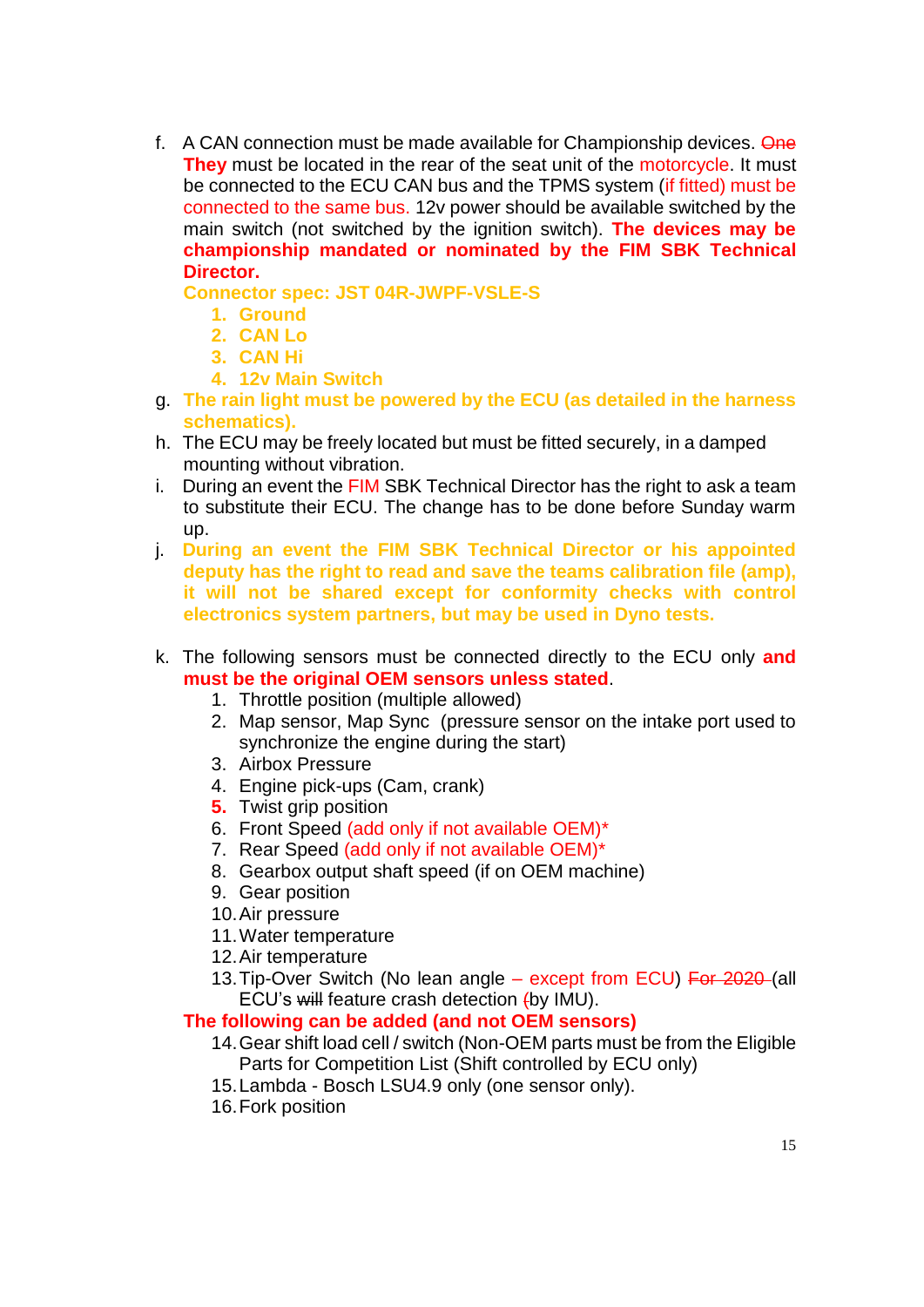f. A CAN connection must be made available for Championship devices. ~~One~~ **They** must be located in the rear of the seat unit of the motorcycle. It must be connected to the ECU CAN bus and the TPMS system (if fitted) must be connected to the same bus. 12v power should be available switched by the main switch (not switched by the ignition switch). **The devices may be championship mandated or nominated by the FIM SBK Technical Director.**
   **Connector spec: JST 04R-JWPF-VSLE-S**
   1. **Ground**
   2. **CAN Lo**
   3. **CAN Hi**
   4. **12v Main Switch**
g. **The rain light must be powered by the ECU (as detailed in the harness schematics).**
h. The ECU may be freely located but must be fitted securely, in a damped mounting without vibration.
i. During an event the FIM SBK Technical Director has the right to ask a team to substitute their ECU. The change has to be done before Sunday warm up.
j. **During an event the FIM SBK Technical Director or his appointed deputy has the right to read and save the teams calibration file (amp), it will not be shared except for conformity checks with control electronics system partners, but may be used in Dyno tests.**

k. The following sensors must be connected directly to the ECU only **and must be the original OEM sensors unless stated**.
   1. Throttle position (multiple allowed)
   2. Map sensor, Map Sync (pressure sensor on the intake port used to synchronize the engine during the start)
   3. Airbox Pressure
   4. Engine pick-ups (Cam, crank)
   5. Twist grip position
   6. Front Speed (add only if not available OEM)*
   7. Rear Speed (add only if not available OEM)*
   8. Gearbox output shaft speed (if on OEM machine)
   9. Gear position
   10. Air pressure
   11. Water temperature
   12. Air temperature
   13. Tip-Over Switch (No lean angle – except from ECU) ~~For 2020~~ (all ECU's ~~will~~ feature crash detection ~~(~~by IMU).

   **The following can be added (and not OEM sensors)**

   14. Gear shift load cell / switch (Non-OEM parts must be from the Eligible Parts for Competition List (Shift controlled by ECU only)
   15. Lambda - Bosch LSU4.9 only (one sensor only).
   16. Fork position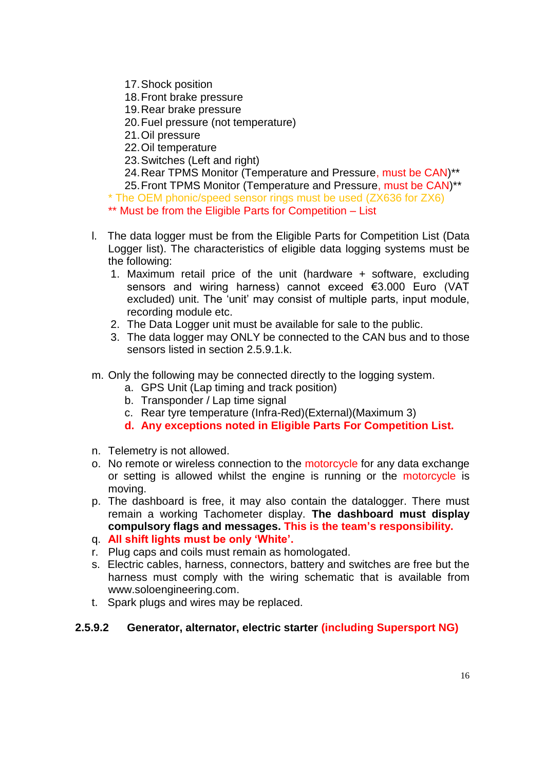17. Shock position
18. Front brake pressure
19. Rear brake pressure
20. Fuel pressure (not temperature)
21. Oil pressure
22. Oil temperature
23. Switches (Left and right)
24. Rear TPMS Monitor (Temperature and Pressure, must be CAN)**
25. Front TPMS Monitor (Temperature and Pressure, must be CAN)**

\* The OEM phonic/speed sensor rings must be used (ZX636 for ZX6)
** Must be from the Eligible Parts for Competition – List

l. The data logger must be from the Eligible Parts for Competition List (Data Logger list). The characteristics of eligible data logging systems must be the following:
   1. Maximum retail price of the unit (hardware + software, excluding sensors and wiring harness) cannot exceed €3.000 Euro (VAT excluded) unit. The 'unit' may consist of multiple parts, input module, recording module etc.
   2. The Data Logger unit must be available for sale to the public.
   3. The data logger may ONLY be connected to the CAN bus and to those sensors listed in section 2.5.9.1.k.

m. Only the following may be connected directly to the logging system.
   a. GPS Unit (Lap timing and track position)
   b. Transponder / Lap time signal
   c. Rear tyre temperature (Infra-Red)(External)(Maximum 3)
   d. **Any exceptions noted in Eligible Parts For Competition List.**

n. Telemetry is not allowed.
o. No remote or wireless connection to the motorcycle for any data exchange or setting is allowed whilst the engine is running or the motorcycle is moving.
p. The dashboard is free, it may also contain the datalogger. There must remain a working Tachometer display. **The dashboard must display compulsory flags and messages. This is the team's responsibility.**
q. **All shift lights must be only 'White'.**
r. Plug caps and coils must remain as homologated.
s. Electric cables, harness, connectors, battery and switches are free but the harness must comply with the wiring schematic that is available from www.soloengineering.com.
t. Spark plugs and wires may be replaced.

#### 2.5.9.2 Generator, alternator, electric starter (including Supersport NG)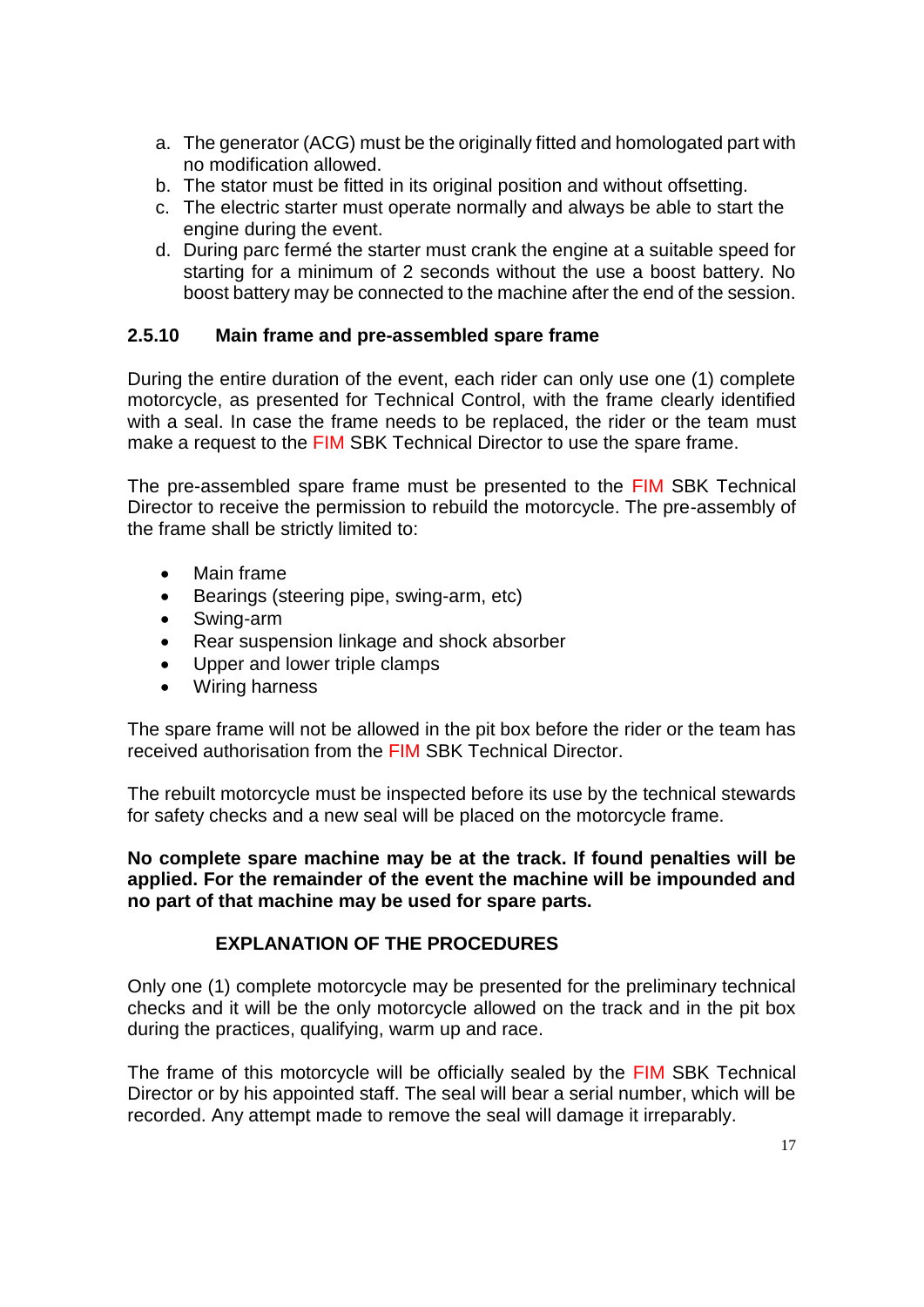a. The generator (ACG) must be the originally fitted and homologated part with no modification allowed.
b. The stator must be fitted in its original position and without offsetting.
c. The electric starter must operate normally and always be able to start the engine during the event.
d. During parc fermé the starter must crank the engine at a suitable speed for starting for a minimum of 2 seconds without the use a boost battery. No boost battery may be connected to the machine after the end of the session.

### 2.5.10 Main frame and pre-assembled spare frame

During the entire duration of the event, each rider can only use one (1) complete motorcycle, as presented for Technical Control, with the frame clearly identified with a seal. In case the frame needs to be replaced, the rider or the team must make a request to the FIM SBK Technical Director to use the spare frame.

The pre-assembled spare frame must be presented to the FIM SBK Technical Director to receive the permission to rebuild the motorcycle. The pre-assembly of the frame shall be strictly limited to:

- Main frame
- Bearings (steering pipe, swing-arm, etc)
- Swing-arm
- Rear suspension linkage and shock absorber
- Upper and lower triple clamps
- Wiring harness

The spare frame will not be allowed in the pit box before the rider or the team has received authorisation from the FIM SBK Technical Director.

The rebuilt motorcycle must be inspected before its use by the technical stewards for safety checks and a new seal will be placed on the motorcycle frame.

**No complete spare machine may be at the track. If found penalties will be applied. For the remainder of the event the machine will be impounded and no part of that machine may be used for spare parts.**

**EXPLANATION OF THE PROCEDURES**

Only one (1) complete motorcycle may be presented for the preliminary technical checks and it will be the only motorcycle allowed on the track and in the pit box during the practices, qualifying, warm up and race.

The frame of this motorcycle will be officially sealed by the FIM SBK Technical Director or by his appointed staff. The seal will bear a serial number, which will be recorded. Any attempt made to remove the seal will damage it irreparably.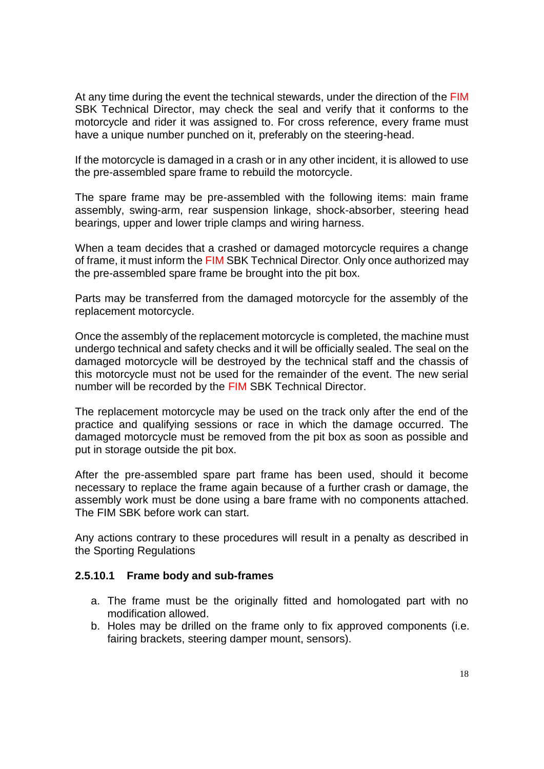At any time during the event the technical stewards, under the direction of the FIM SBK Technical Director, may check the seal and verify that it conforms to the motorcycle and rider it was assigned to. For cross reference, every frame must have a unique number punched on it, preferably on the steering-head.

If the motorcycle is damaged in a crash or in any other incident, it is allowed to use the pre-assembled spare frame to rebuild the motorcycle.

The spare frame may be pre-assembled with the following items: main frame assembly, swing-arm, rear suspension linkage, shock-absorber, steering head bearings, upper and lower triple clamps and wiring harness.

When a team decides that a crashed or damaged motorcycle requires a change of frame, it must inform the FIM SBK Technical Director. Only once authorized may the pre-assembled spare frame be brought into the pit box.

Parts may be transferred from the damaged motorcycle for the assembly of the replacement motorcycle.

Once the assembly of the replacement motorcycle is completed, the machine must undergo technical and safety checks and it will be officially sealed. The seal on the damaged motorcycle will be destroyed by the technical staff and the chassis of this motorcycle must not be used for the remainder of the event. The new serial number will be recorded by the FIM SBK Technical Director.

The replacement motorcycle may be used on the track only after the end of the practice and qualifying sessions or race in which the damage occurred. The damaged motorcycle must be removed from the pit box as soon as possible and put in storage outside the pit box.

After the pre-assembled spare part frame has been used, should it become necessary to replace the frame again because of a further crash or damage, the assembly work must be done using a bare frame with no components attached. The FIM SBK before work can start.

Any actions contrary to these procedures will result in a penalty as described in the Sporting Regulations

#### 2.5.10.1 Frame body and sub-frames

a. The frame must be the originally fitted and homologated part with no modification allowed.
b. Holes may be drilled on the frame only to fix approved components (i.e. fairing brackets, steering damper mount, sensors).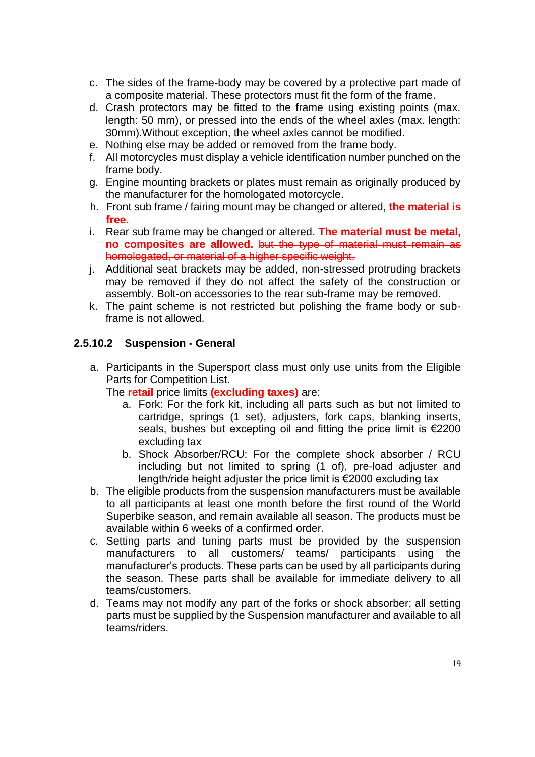c. The sides of the frame-body may be covered by a protective part made of a composite material. These protectors must fit the form of the frame.
d. Crash protectors may be fitted to the frame using existing points (max. length: 50 mm), or pressed into the ends of the wheel axles (max. length: 30mm).Without exception, the wheel axles cannot be modified.
e. Nothing else may be added or removed from the frame body.
f. All motorcycles must display a vehicle identification number punched on the frame body.
g. Engine mounting brackets or plates must remain as originally produced by the manufacturer for the homologated motorcycle.
h. Front sub frame / fairing mount may be changed or altered, **the material is free.**
i. Rear sub frame may be changed or altered. **The material must be metal, no composites are allowed.** ~~but the type of material must remain as homologated, or material of a higher specific weight.~~
j. Additional seat brackets may be added, non-stressed protruding brackets may be removed if they do not affect the safety of the construction or assembly. Bolt-on accessories to the rear sub-frame may be removed.
k. The paint scheme is not restricted but polishing the frame body or sub-frame is not allowed.

### 2.5.10.2 Suspension - General

a. Participants in the Supersport class must only use units from the Eligible Parts for Competition List.
   The **retail** price limits **(excluding taxes)** are:
   a. Fork: For the fork kit, including all parts such as but not limited to cartridge, springs (1 set), adjusters, fork caps, blanking inserts, seals, bushes but excepting oil and fitting the price limit is €2200 excluding tax
   b. Shock Absorber/RCU: For the complete shock absorber / RCU including but not limited to spring (1 of), pre-load adjuster and length/ride height adjuster the price limit is €2000 excluding tax
b. The eligible products from the suspension manufacturers must be available to all participants at least one month before the first round of the World Superbike season, and remain available all season. The products must be available within 6 weeks of a confirmed order.
c. Setting parts and tuning parts must be provided by the suspension manufacturers to all customers/ teams/ participants using the manufacturer's products. These parts can be used by all participants during the season. These parts shall be available for immediate delivery to all teams/customers.
d. Teams may not modify any part of the forks or shock absorber; all setting parts must be supplied by the Suspension manufacturer and available to all teams/riders.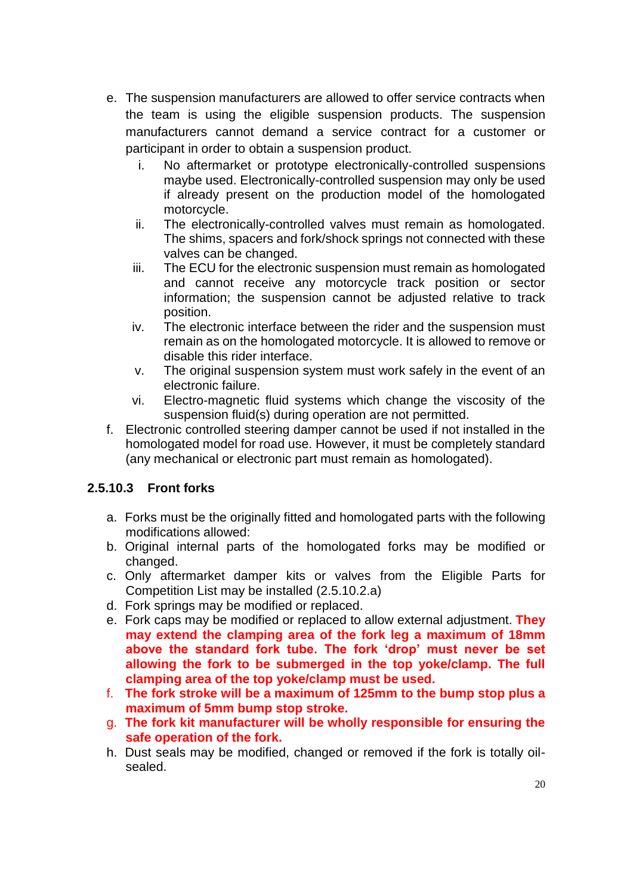e. The suspension manufacturers are allowed to offer service contracts when the team is using the eligible suspension products. The suspension manufacturers cannot demand a service contract for a customer or participant in order to obtain a suspension product.

   i. No aftermarket or prototype electronically-controlled suspensions maybe used. Electronically-controlled suspension may only be used if already present on the production model of the homologated motorcycle.
   ii. The electronically-controlled valves must remain as homologated. The shims, spacers and fork/shock springs not connected with these valves can be changed.
   iii. The ECU for the electronic suspension must remain as homologated and cannot receive any motorcycle track position or sector information; the suspension cannot be adjusted relative to track position.
   iv. The electronic interface between the rider and the suspension must remain as on the homologated motorcycle. It is allowed to remove or disable this rider interface.
   v. The original suspension system must work safely in the event of an electronic failure.
   vi. Electro-magnetic fluid systems which change the viscosity of the suspension fluid(s) during operation are not permitted.

f. Electronic controlled steering damper cannot be used if not installed in the homologated model for road use. However, it must be completely standard (any mechanical or electronic part must remain as homologated).

### 2.5.10.3 Front forks

a. Forks must be the originally fitted and homologated parts with the following modifications allowed:
b. Original internal parts of the homologated forks may be modified or changed.
c. Only aftermarket damper kits or valves from the Eligible Parts for Competition List may be installed (2.5.10.2.a)
d. Fork springs may be modified or replaced.
e. Fork caps may be modified or replaced to allow external adjustment. **They may extend the clamping area of the fork leg a maximum of 18mm above the standard fork tube. The fork 'drop' must never be set allowing the fork to be submerged in the top yoke/clamp. The full clamping area of the top yoke/clamp must be used.**
f. **The fork stroke will be a maximum of 125mm to the bump stop plus a maximum of 5mm bump stop stroke.**
g. **The fork kit manufacturer will be wholly responsible for ensuring the safe operation of the fork.**
h. Dust seals may be modified, changed or removed if the fork is totally oil-sealed.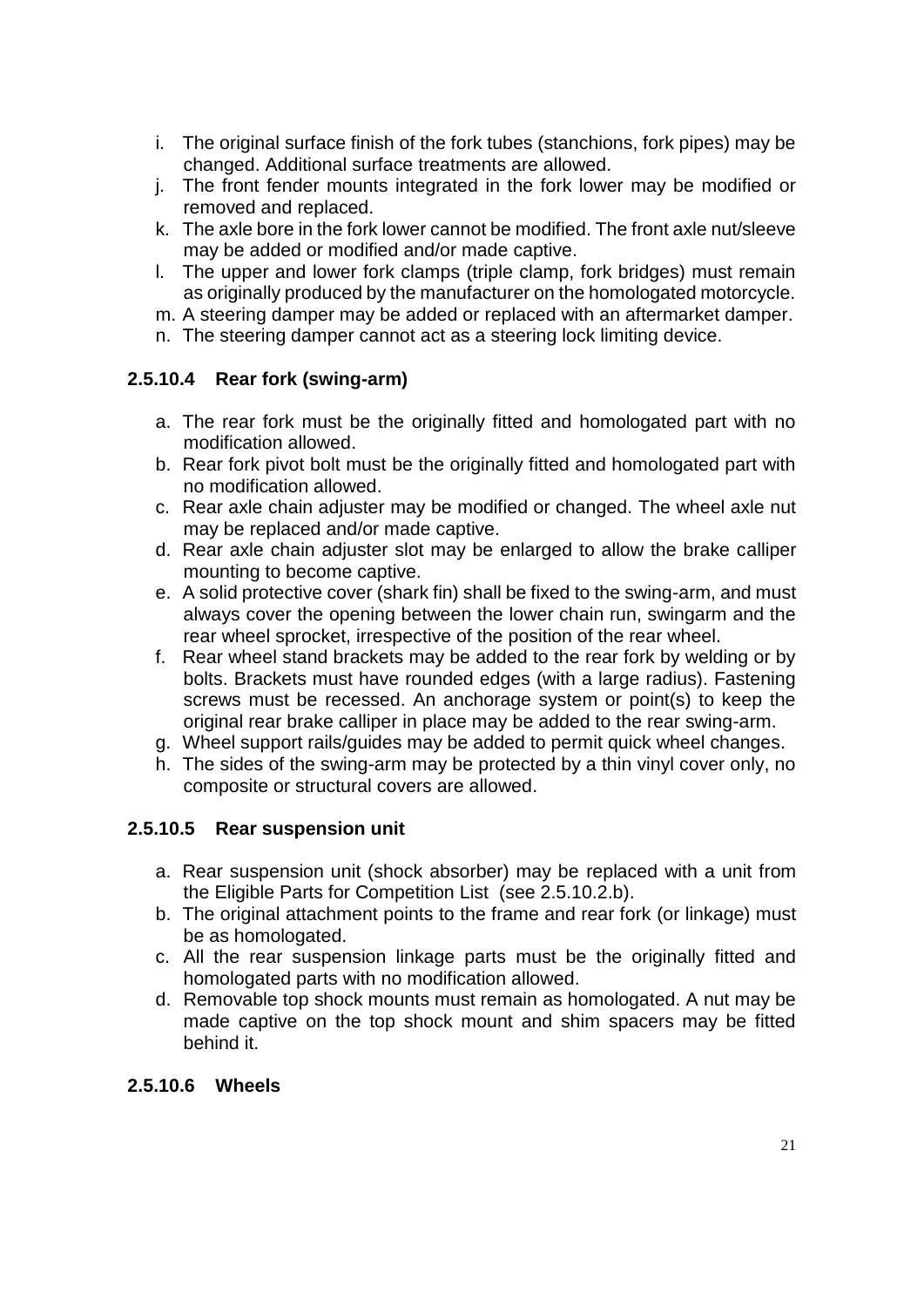i. The original surface finish of the fork tubes (stanchions, fork pipes) may be changed. Additional surface treatments are allowed.
j. The front fender mounts integrated in the fork lower may be modified or removed and replaced.
k. The axle bore in the fork lower cannot be modified. The front axle nut/sleeve may be added or modified and/or made captive.
l. The upper and lower fork clamps (triple clamp, fork bridges) must remain as originally produced by the manufacturer on the homologated motorcycle.
m. A steering damper may be added or replaced with an aftermarket damper.
n. The steering damper cannot act as a steering lock limiting device.

#### 2.5.10.4 Rear fork (swing-arm)

a. The rear fork must be the originally fitted and homologated part with no modification allowed.
b. Rear fork pivot bolt must be the originally fitted and homologated part with no modification allowed.
c. Rear axle chain adjuster may be modified or changed. The wheel axle nut may be replaced and/or made captive.
d. Rear axle chain adjuster slot may be enlarged to allow the brake calliper mounting to become captive.
e. A solid protective cover (shark fin) shall be fixed to the swing-arm, and must always cover the opening between the lower chain run, swingarm and the rear wheel sprocket, irrespective of the position of the rear wheel.
f. Rear wheel stand brackets may be added to the rear fork by welding or by bolts. Brackets must have rounded edges (with a large radius). Fastening screws must be recessed. An anchorage system or point(s) to keep the original rear brake calliper in place may be added to the rear swing-arm.
g. Wheel support rails/guides may be added to permit quick wheel changes.
h. The sides of the swing-arm may be protected by a thin vinyl cover only, no composite or structural covers are allowed.

#### 2.5.10.5 Rear suspension unit

a. Rear suspension unit (shock absorber) may be replaced with a unit from the Eligible Parts for Competition List (see 2.5.10.2.b).
b. The original attachment points to the frame and rear fork (or linkage) must be as homologated.
c. All the rear suspension linkage parts must be the originally fitted and homologated parts with no modification allowed.
d. Removable top shock mounts must remain as homologated. A nut may be made captive on the top shock mount and shim spacers may be fitted behind it.

#### 2.5.10.6 Wheels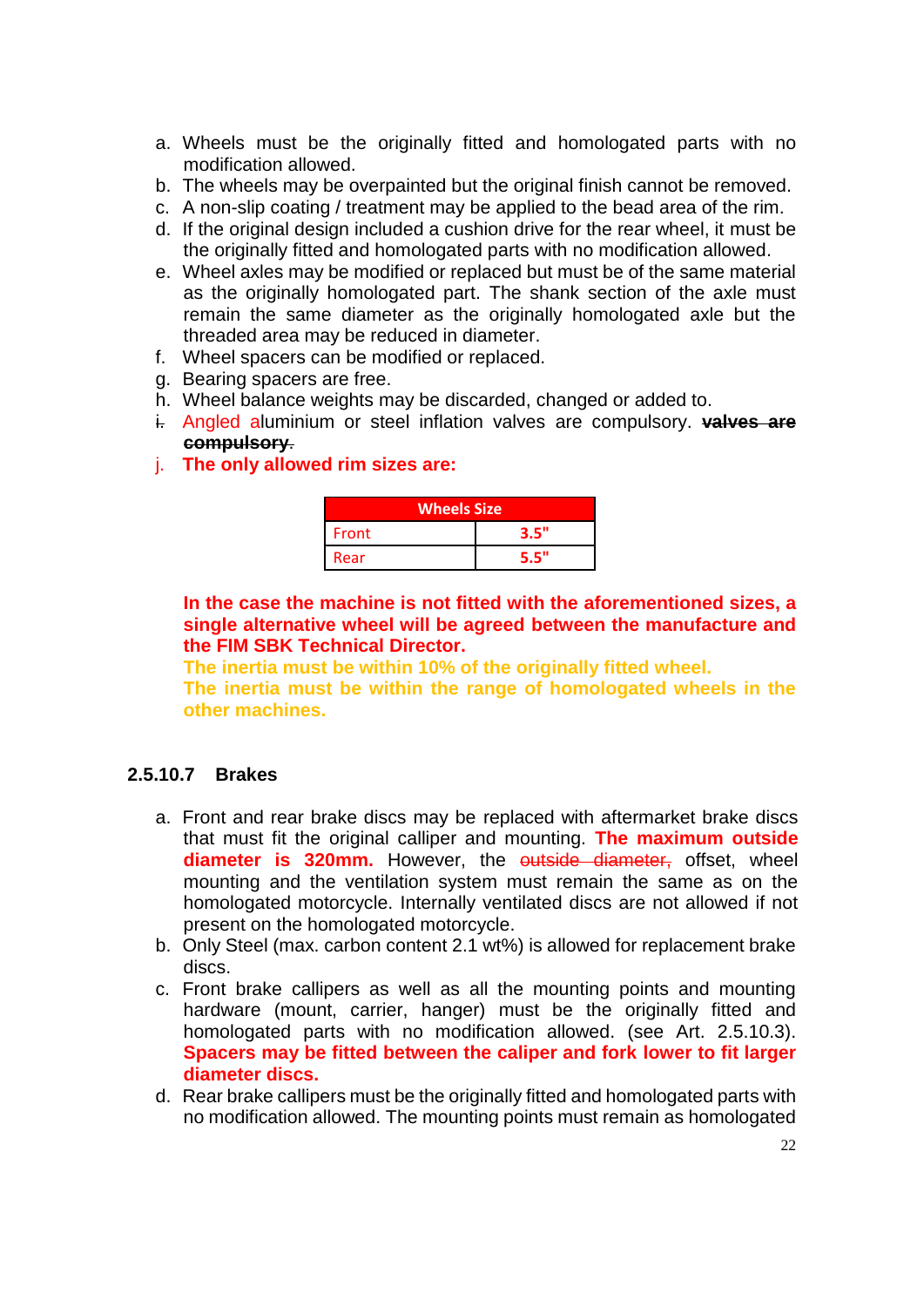a. Wheels must be the originally fitted and homologated parts with no modification allowed.
b. The wheels may be overpainted but the original finish cannot be removed.
c. A non-slip coating / treatment may be applied to the bead area of the rim.
d. If the original design included a cushion drive for the rear wheel, it must be the originally fitted and homologated parts with no modification allowed.
e. Wheel axles may be modified or replaced but must be of the same material as the originally homologated part. The shank section of the axle must remain the same diameter as the originally homologated axle but the threaded area may be reduced in diameter.
f. Wheel spacers can be modified or replaced.
g. Bearing spacers are free.
h. Wheel balance weights may be discarded, changed or added to.
i. Angled aluminium or steel inflation valves are compulsory. ~~**valves are compulsory**~~.
j. **The only allowed rim sizes are:**

| Wheels Size | |
|---|---|
| Front | 3.5" |
| Rear | 5.5" |

**In the case the machine is not fitted with the aforementioned sizes, a single alternative wheel will be agreed between the manufacture and the FIM SBK Technical Director.**
**The inertia must be within 10% of the originally fitted wheel.**
**The inertia must be within the range of homologated wheels in the other machines.**

### 2.5.10.7 Brakes

a. Front and rear brake discs may be replaced with aftermarket brake discs that must fit the original calliper and mounting. **The maximum outside diameter is 320mm.** However, the ~~outside diameter,~~ offset, wheel mounting and the ventilation system must remain the same as on the homologated motorcycle. Internally ventilated discs are not allowed if not present on the homologated motorcycle.
b. Only Steel (max. carbon content 2.1 wt%) is allowed for replacement brake discs.
c. Front brake callipers as well as all the mounting points and mounting hardware (mount, carrier, hanger) must be the originally fitted and homologated parts with no modification allowed. (see Art. 2.5.10.3). **Spacers may be fitted between the caliper and fork lower to fit larger diameter discs.**
d. Rear brake callipers must be the originally fitted and homologated parts with no modification allowed. The mounting points must remain as homologated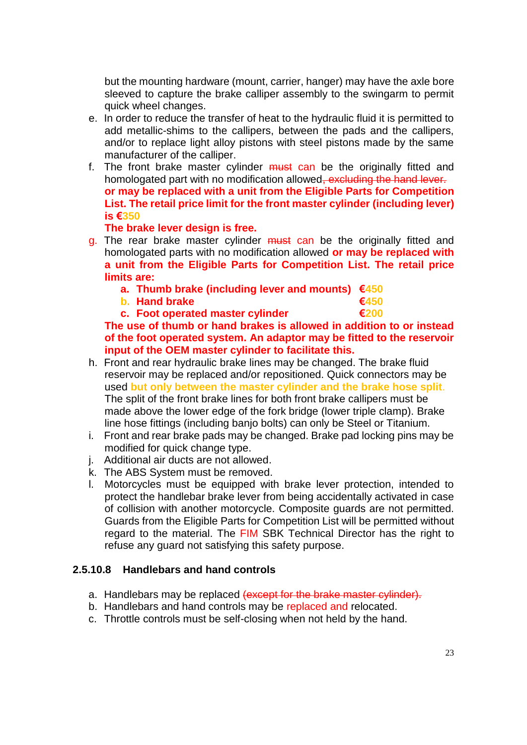but the mounting hardware (mount, carrier, hanger) may have the axle bore sleeved to capture the brake calliper assembly to the swingarm to permit quick wheel changes.

e. In order to reduce the transfer of heat to the hydraulic fluid it is permitted to add metallic-shims to the callipers, between the pads and the callipers, and/or to replace light alloy pistons with steel pistons made by the same manufacturer of the calliper.
f. The front brake master cylinder ~~must~~ can be the originally fitted and homologated part with no modification allowed~~, excluding the hand lever.~~ **or may be replaced with a unit from the Eligible Parts for Competition List. The retail price limit for the front master cylinder (including lever) is €350**

   **The brake lever design is free.**
g. The rear brake master cylinder ~~must~~ can be the originally fitted and homologated parts with no modification allowed **or may be replaced with a unit from the Eligible Parts for Competition List. The retail price limits are:**
   a. **Thumb brake (including lever and mounts) €450**
   b. **Hand brake €450**
   c. **Foot operated master cylinder €200**

   **The use of thumb or hand brakes is allowed in addition to or instead of the foot operated system. An adaptor may be fitted to the reservoir input of the OEM master cylinder to facilitate this.**
h. Front and rear hydraulic brake lines may be changed. The brake fluid reservoir may be replaced and/or repositioned. Quick connectors may be used **but only between the master cylinder and the brake hose split**. The split of the front brake lines for both front brake callipers must be made above the lower edge of the fork bridge (lower triple clamp). Brake line hose fittings (including banjo bolts) can only be Steel or Titanium.
i. Front and rear brake pads may be changed. Brake pad locking pins may be modified for quick change type.
j. Additional air ducts are not allowed.
k. The ABS System must be removed.
l. Motorcycles must be equipped with brake lever protection, intended to protect the handlebar brake lever from being accidentally activated in case of collision with another motorcycle. Composite guards are not permitted. Guards from the Eligible Parts for Competition List will be permitted without regard to the material. The FIM SBK Technical Director has the right to refuse any guard not satisfying this safety purpose.

### 2.5.10.8 Handlebars and hand controls

a. Handlebars may be replaced ~~(except for the brake master cylinder).~~
b. Handlebars and hand controls may be replaced and relocated.
c. Throttle controls must be self-closing when not held by the hand.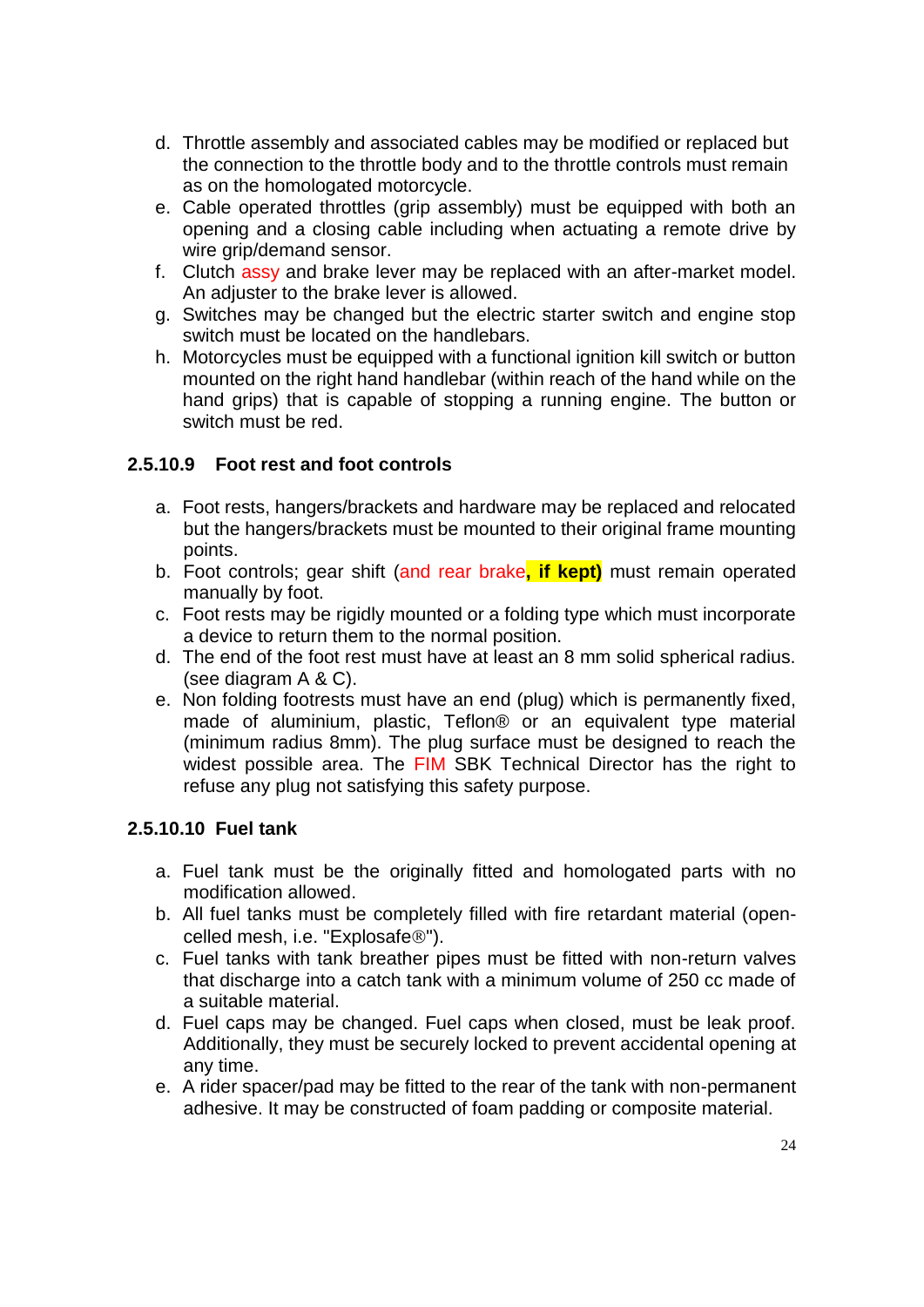d. Throttle assembly and associated cables may be modified or replaced but the connection to the throttle body and to the throttle controls must remain as on the homologated motorcycle.
e. Cable operated throttles (grip assembly) must be equipped with both an opening and a closing cable including when actuating a remote drive by wire grip/demand sensor.
f. Clutch assy and brake lever may be replaced with an after-market model. An adjuster to the brake lever is allowed.
g. Switches may be changed but the electric starter switch and engine stop switch must be located on the handlebars.
h. Motorcycles must be equipped with a functional ignition kill switch or button mounted on the right hand handlebar (within reach of the hand while on the hand grips) that is capable of stopping a running engine. The button or switch must be red.

### 2.5.10.9 Foot rest and foot controls

a. Foot rests, hangers/brackets and hardware may be replaced and relocated but the hangers/brackets must be mounted to their original frame mounting points.
b. Foot controls; gear shift (and rear brake**, if kept)** must remain operated manually by foot.
c. Foot rests may be rigidly mounted or a folding type which must incorporate a device to return them to the normal position.
d. The end of the foot rest must have at least an 8 mm solid spherical radius. (see diagram A & C).
e. Non folding footrests must have an end (plug) which is permanently fixed, made of aluminium, plastic, Teflon® or an equivalent type material (minimum radius 8mm). The plug surface must be designed to reach the widest possible area. The FIM SBK Technical Director has the right to refuse any plug not satisfying this safety purpose.

### 2.5.10.10 Fuel tank

a. Fuel tank must be the originally fitted and homologated parts with no modification allowed.
b. All fuel tanks must be completely filled with fire retardant material (open-celled mesh, i.e. "Explosafe®").
c. Fuel tanks with tank breather pipes must be fitted with non-return valves that discharge into a catch tank with a minimum volume of 250 cc made of a suitable material.
d. Fuel caps may be changed. Fuel caps when closed, must be leak proof. Additionally, they must be securely locked to prevent accidental opening at any time.
e. A rider spacer/pad may be fitted to the rear of the tank with non-permanent adhesive. It may be constructed of foam padding or composite material.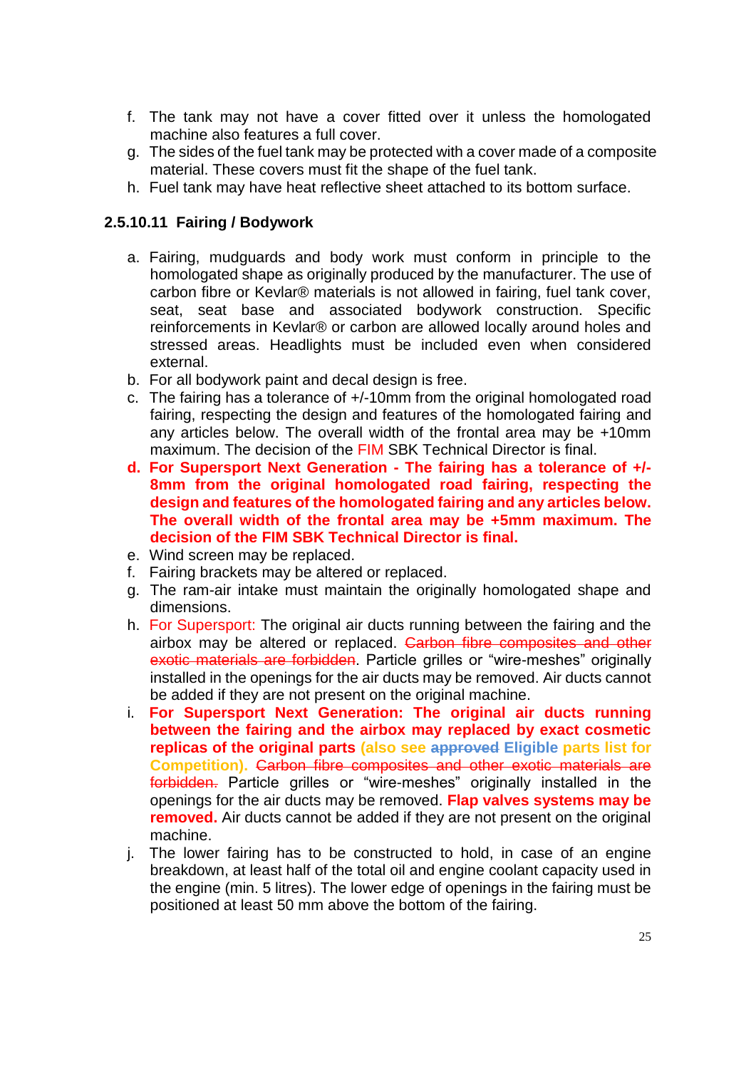f. The tank may not have a cover fitted over it unless the homologated machine also features a full cover.
g. The sides of the fuel tank may be protected with a cover made of a composite material. These covers must fit the shape of the fuel tank.
h. Fuel tank may have heat reflective sheet attached to its bottom surface.

#### 2.5.10.11 Fairing / Bodywork

a. Fairing, mudguards and body work must conform in principle to the homologated shape as originally produced by the manufacturer. The use of carbon fibre or Kevlar® materials is not allowed in fairing, fuel tank cover, seat, seat base and associated bodywork construction. Specific reinforcements in Kevlar® or carbon are allowed locally around holes and stressed areas. Headlights must be included even when considered external.
b. For all bodywork paint and decal design is free.
c. The fairing has a tolerance of +/-10mm from the original homologated road fairing, respecting the design and features of the homologated fairing and any articles below. The overall width of the frontal area may be +10mm maximum. The decision of the FIM SBK Technical Director is final.
d. **For Supersport Next Generation - The fairing has a tolerance of +/- 8mm from the original homologated road fairing, respecting the design and features of the homologated fairing and any articles below. The overall width of the frontal area may be +5mm maximum. The decision of the FIM SBK Technical Director is final.**
e. Wind screen may be replaced.
f. Fairing brackets may be altered or replaced.
g. The ram-air intake must maintain the originally homologated shape and dimensions.
h. For Supersport: The original air ducts running between the fairing and the airbox may be altered or replaced. ~~Carbon fibre composites and other exotic materials are forbidden~~. Particle grilles or "wire-meshes" originally installed in the openings for the air ducts may be removed. Air ducts cannot be added if they are not present on the original machine.
i. **For Supersport Next Generation: The original air ducts running between the fairing and the airbox may replaced by exact cosmetic replicas of the original parts (also see ~~approved~~ Eligible parts list for Competition).** ~~Carbon fibre composites and other exotic materials are forbidden.~~ Particle grilles or "wire-meshes" originally installed in the openings for the air ducts may be removed. **Flap valves systems may be removed.** Air ducts cannot be added if they are not present on the original machine.
j. The lower fairing has to be constructed to hold, in case of an engine breakdown, at least half of the total oil and engine coolant capacity used in the engine (min. 5 litres). The lower edge of openings in the fairing must be positioned at least 50 mm above the bottom of the fairing.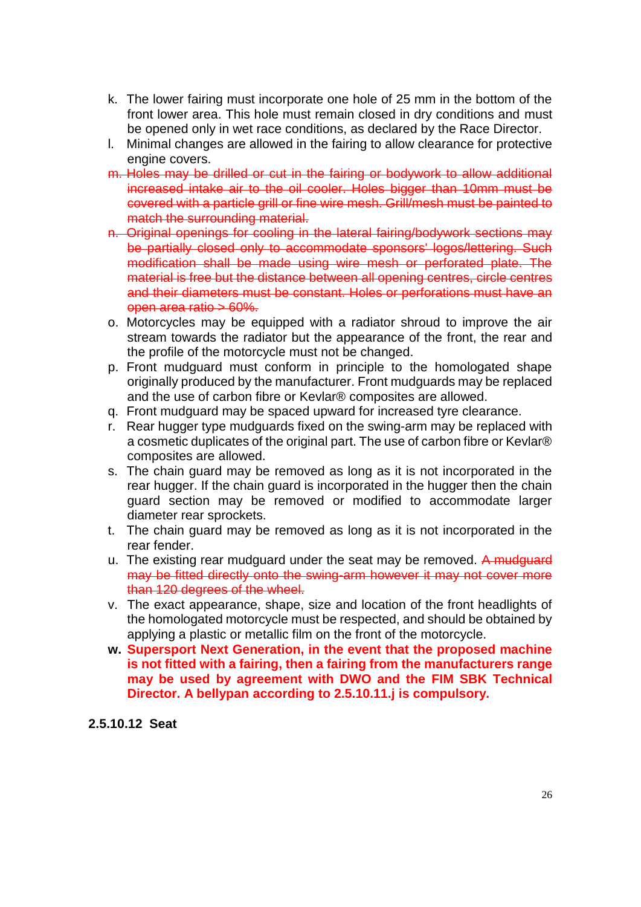k. The lower fairing must incorporate one hole of 25 mm in the bottom of the front lower area. This hole must remain closed in dry conditions and must be opened only in wet race conditions, as declared by the Race Director.

l. Minimal changes are allowed in the fairing to allow clearance for protective engine covers.

m. ~~Holes may be drilled or cut in the fairing or bodywork to allow additional increased intake air to the oil cooler. Holes bigger than 10mm must be covered with a particle grill or fine wire mesh. Grill/mesh must be painted to match the surrounding material.~~

n. ~~Original openings for cooling in the lateral fairing/bodywork sections may be partially closed only to accommodate sponsors' logos/lettering. Such modification shall be made using wire mesh or perforated plate. The material is free but the distance between all opening centres, circle centres and their diameters must be constant. Holes or perforations must have an open area ratio > 60%.~~

o. Motorcycles may be equipped with a radiator shroud to improve the air stream towards the radiator but the appearance of the front, the rear and the profile of the motorcycle must not be changed.

p. Front mudguard must conform in principle to the homologated shape originally produced by the manufacturer. Front mudguards may be replaced and the use of carbon fibre or Kevlar® composites are allowed.

q. Front mudguard may be spaced upward for increased tyre clearance.

r. Rear hugger type mudguards fixed on the swing-arm may be replaced with a cosmetic duplicates of the original part. The use of carbon fibre or Kevlar® composites are allowed.

s. The chain guard may be removed as long as it is not incorporated in the rear hugger. If the chain guard is incorporated in the hugger then the chain guard section may be removed or modified to accommodate larger diameter rear sprockets.

t. The chain guard may be removed as long as it is not incorporated in the rear fender.

u. The existing rear mudguard under the seat may be removed. ~~A mudguard may be fitted directly onto the swing-arm however it may not cover more than 120 degrees of the wheel.~~

v. The exact appearance, shape, size and location of the front headlights of the homologated motorcycle must be respected, and should be obtained by applying a plastic or metallic film on the front of the motorcycle.

**w. Supersport Next Generation, in the event that the proposed machine is not fitted with a fairing, then a fairing from the manufacturers range may be used by agreement with DWO and the FIM SBK Technical Director. A bellypan according to 2.5.10.11.j is compulsory.**

### 2.5.10.12 Seat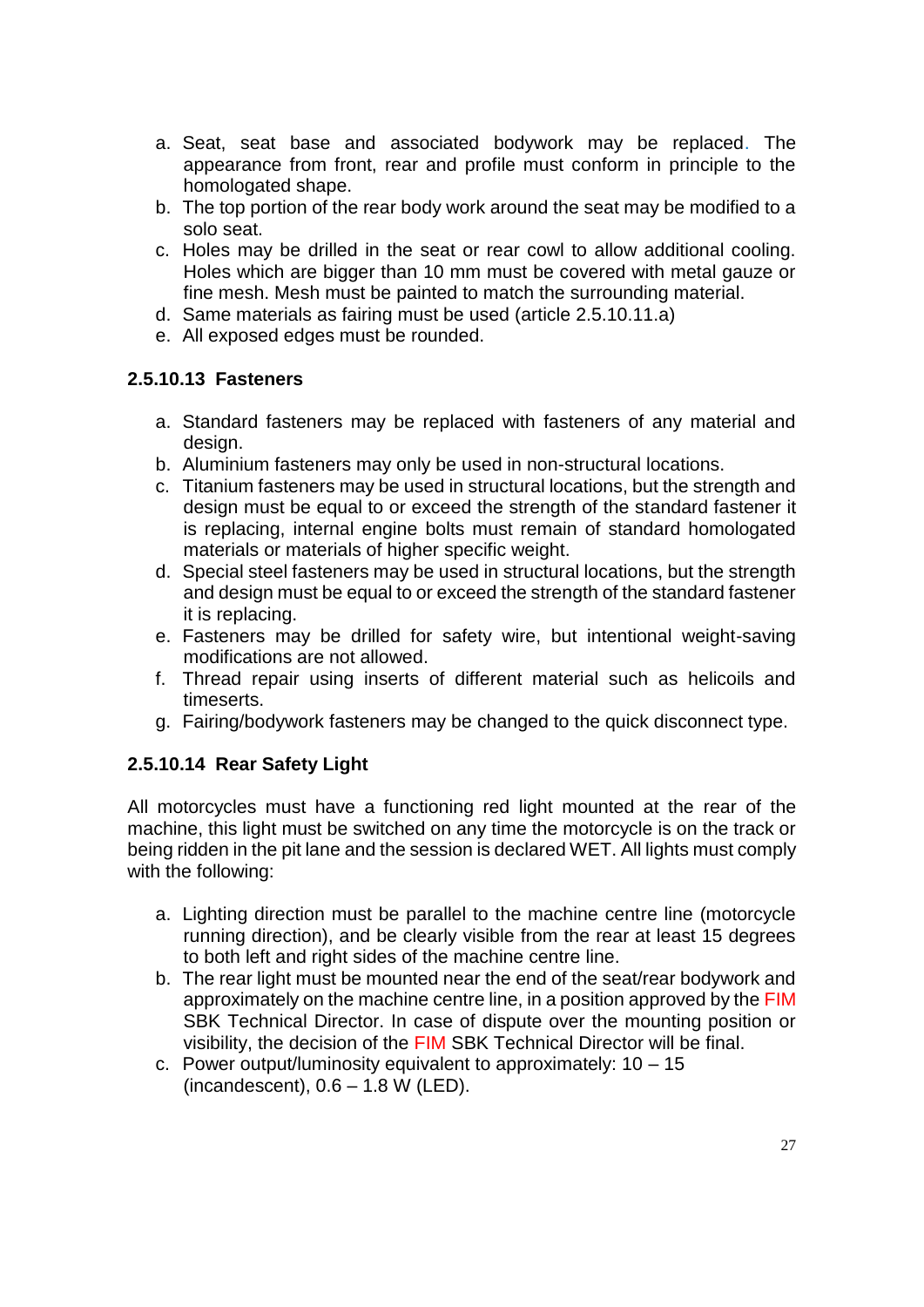a. Seat, seat base and associated bodywork may be replaced. The appearance from front, rear and profile must conform in principle to the homologated shape.
b. The top portion of the rear body work around the seat may be modified to a solo seat.
c. Holes may be drilled in the seat or rear cowl to allow additional cooling. Holes which are bigger than 10 mm must be covered with metal gauze or fine mesh. Mesh must be painted to match the surrounding material.
d. Same materials as fairing must be used (article 2.5.10.11.a)
e. All exposed edges must be rounded.

### 2.5.10.13 Fasteners

a. Standard fasteners may be replaced with fasteners of any material and design.
b. Aluminium fasteners may only be used in non-structural locations.
c. Titanium fasteners may be used in structural locations, but the strength and design must be equal to or exceed the strength of the standard fastener it is replacing, internal engine bolts must remain of standard homologated materials or materials of higher specific weight.
d. Special steel fasteners may be used in structural locations, but the strength and design must be equal to or exceed the strength of the standard fastener it is replacing.
e. Fasteners may be drilled for safety wire, but intentional weight-saving modifications are not allowed.
f. Thread repair using inserts of different material such as helicoils and timeserts.
g. Fairing/bodywork fasteners may be changed to the quick disconnect type.

### 2.5.10.14 Rear Safety Light

All motorcycles must have a functioning red light mounted at the rear of the machine, this light must be switched on any time the motorcycle is on the track or being ridden in the pit lane and the session is declared WET. All lights must comply with the following:

a. Lighting direction must be parallel to the machine centre line (motorcycle running direction), and be clearly visible from the rear at least 15 degrees to both left and right sides of the machine centre line.
b. The rear light must be mounted near the end of the seat/rear bodywork and approximately on the machine centre line, in a position approved by the FIM SBK Technical Director. In case of dispute over the mounting position or visibility, the decision of the FIM SBK Technical Director will be final.
c. Power output/luminosity equivalent to approximately: 10 – 15 (incandescent), 0.6 – 1.8 W (LED).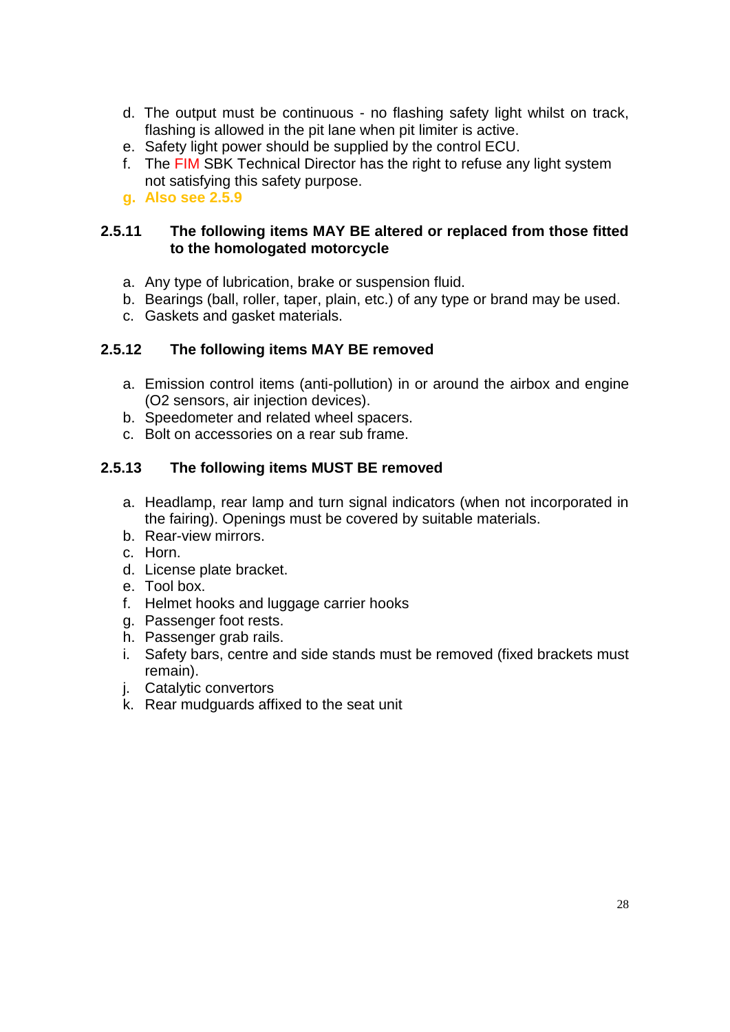d. The output must be continuous - no flashing safety light whilst on track, flashing is allowed in the pit lane when pit limiter is active.
e. Safety light power should be supplied by the control ECU.
f. The FIM SBK Technical Director has the right to refuse any light system not satisfying this safety purpose.
g. **Also see 2.5.9**

### 2.5.11 The following items MAY BE altered or replaced from those fitted to the homologated motorcycle

a. Any type of lubrication, brake or suspension fluid.
b. Bearings (ball, roller, taper, plain, etc.) of any type or brand may be used.
c. Gaskets and gasket materials.

### 2.5.12 The following items MAY BE removed

a. Emission control items (anti-pollution) in or around the airbox and engine (O2 sensors, air injection devices).
b. Speedometer and related wheel spacers.
c. Bolt on accessories on a rear sub frame.

### 2.5.13 The following items MUST BE removed

a. Headlamp, rear lamp and turn signal indicators (when not incorporated in the fairing). Openings must be covered by suitable materials.
b. Rear-view mirrors.
c. Horn.
d. License plate bracket.
e. Tool box.
f. Helmet hooks and luggage carrier hooks
g. Passenger foot rests.
h. Passenger grab rails.
i. Safety bars, centre and side stands must be removed (fixed brackets must remain).
j. Catalytic convertors
k. Rear mudguards affixed to the seat unit